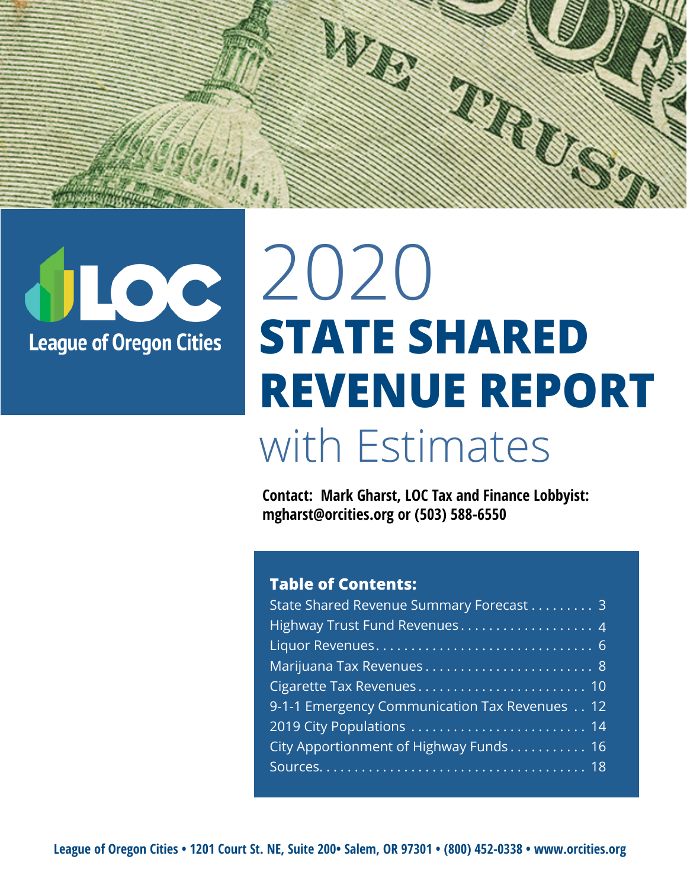League of Oregon Cities

# 2020 STATE SHARED REVENUE REPORT with Estimates

**Contact: Mark Gharst, LOC Tax and Finance Lobbyist: mgharst@orcities.org or (503) 588-6550**

**Table of Contents:**

State Shared Revenue Summary Forecast . . . . . . . . . 3
Highway Trust Fund Revenues . . . . . . . . . . . . . . . . . . . 4
Liquor Revenues . . . . . . . . . . . . . . . . . . . . . . . . . . . . . . 6
Marijuana Tax Revenues . . . . . . . . . . . . . . . . . . . . . . . . 8
Cigarette Tax Revenues . . . . . . . . . . . . . . . . . . . . . . . . 10
9-1-1 Emergency Communication Tax Revenues . . 12
2019 City Populations . . . . . . . . . . . . . . . . . . . . . . . . . 14
City Apportionment of Highway Funds . . . . . . . . . . . 16
Sources . . . . . . . . . . . . . . . . . . . . . . . . . . . . . . . . . . . . 18

League of Oregon Cities • 1201 Court St. NE, Suite 200 • Salem, OR 97301 • (800) 452-0338 • www.orcities.org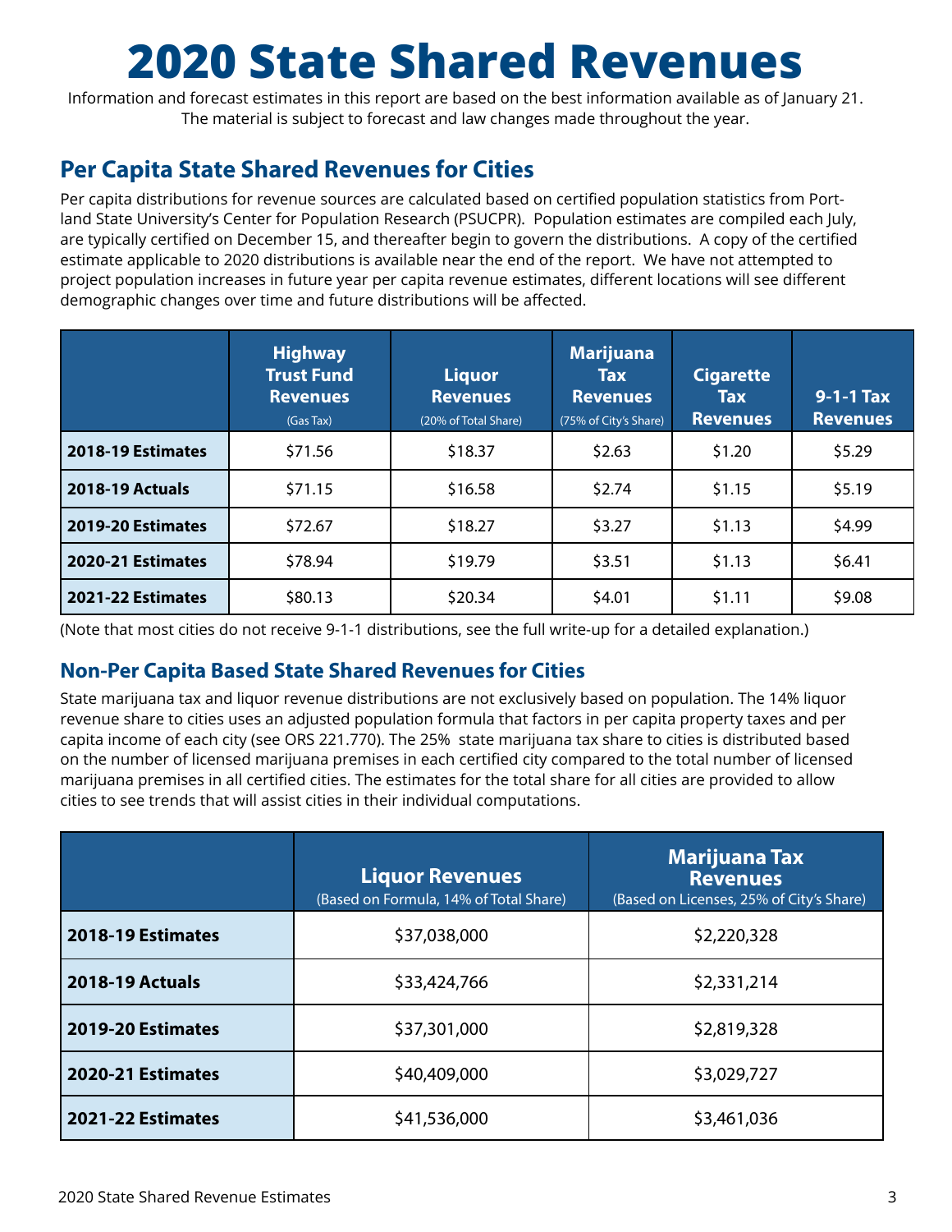# 2020 State Shared Revenues

Information and forecast estimates in this report are based on the best information available as of January 21. The material is subject to forecast and law changes made throughout the year.

## Per Capita State Shared Revenues for Cities

Per capita distributions for revenue sources are calculated based on certified population statistics from Portland State University's Center for Population Research (PSUCPR). Population estimates are compiled each July, are typically certified on December 15, and thereafter begin to govern the distributions. A copy of the certified estimate applicable to 2020 distributions is available near the end of the report. We have not attempted to project population increases in future year per capita revenue estimates, different locations will see different demographic changes over time and future distributions will be affected.

| | Highway Trust Fund Revenues (Gas Tax) | Liquor Revenues (20% of Total Share) | Marijuana Tax Revenues (75% of City's Share) | Cigarette Tax Revenues | 9-1-1 Tax Revenues |
|---|---|---|---|---|---|
| **2018-19 Estimates** | $71.56 | $18.37 | $2.63 | $1.20 | $5.29 |
| **2018-19 Actuals** | $71.15 | $16.58 | $2.74 | $1.15 | $5.19 |
| **2019-20 Estimates** | $72.67 | $18.27 | $3.27 | $1.13 | $4.99 |
| **2020-21 Estimates** | $78.94 | $19.79 | $3.51 | $1.13 | $6.41 |
| **2021-22 Estimates** | $80.13 | $20.34 | $4.01 | $1.11 | $9.08 |

(Note that most cities do not receive 9-1-1 distributions, see the full write-up for a detailed explanation.)

### Non-Per Capita Based State Shared Revenues for Cities

State marijuana tax and liquor revenue distributions are not exclusively based on population. The 14% liquor revenue share to cities uses an adjusted population formula that factors in per capita property taxes and per capita income of each city (see ORS 221.770). The 25% state marijuana tax share to cities is distributed based on the number of licensed marijuana premises in each certified city compared to the total number of licensed marijuana premises in all certified cities. The estimates for the total share for all cities are provided to allow cities to see trends that will assist cities in their individual computations.

| | Liquor Revenues (Based on Formula, 14% of Total Share) | Marijuana Tax Revenues (Based on Licenses, 25% of City's Share) |
|---|---|---|
| **2018-19 Estimates** | $37,038,000 | $2,220,328 |
| **2018-19 Actuals** | $33,424,766 | $2,331,214 |
| **2019-20 Estimates** | $37,301,000 | $2,819,328 |
| **2020-21 Estimates** | $40,409,000 | $3,029,727 |
| **2021-22 Estimates** | $41,536,000 | $3,461,036 |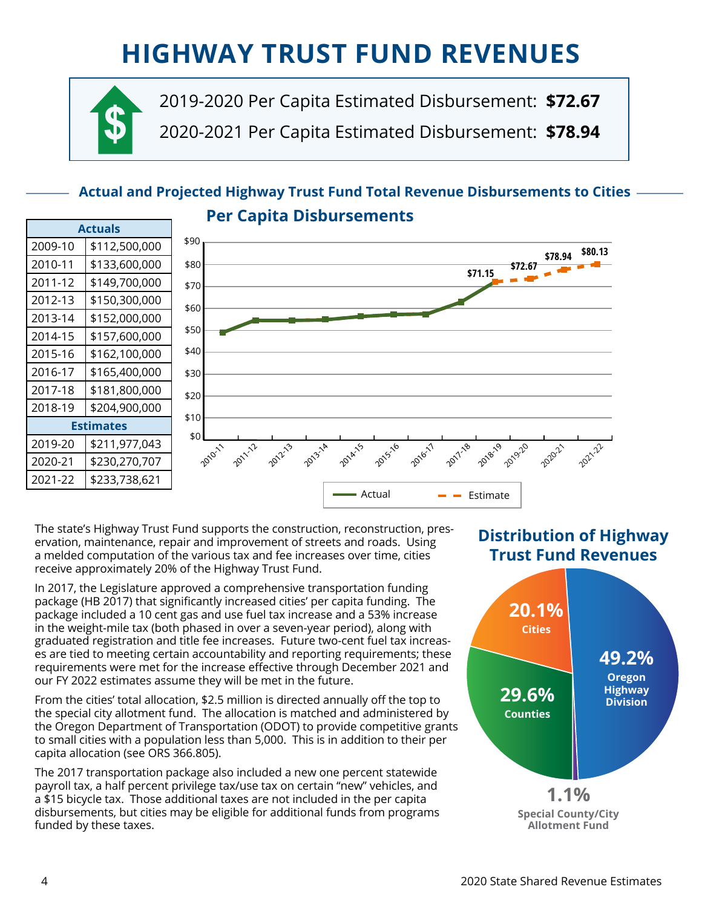# HIGHWAY TRUST FUND REVENUES

2019-2020 Per Capita Estimated Disbursement: **$72.67**

2020-2021 Per Capita Estimated Disbursement: **$78.94**

## Actual and Projected Highway Trust Fund Total Revenue Disbursements to Cities

| Actuals | |
|---|---|
| 2009-10 | $112,500,000 |
| 2010-11 | $133,600,000 |
| 2011-12 | $149,700,000 |
| 2012-13 | $150,300,000 |
| 2013-14 | $152,000,000 |
| 2014-15 | $157,600,000 |
| 2015-16 | $162,100,000 |
| 2016-17 | $165,400,000 |
| 2017-18 | $181,800,000 |
| 2018-19 | $204,900,000 |
| **Estimates** | |
| 2019-20 | $211,977,043 |
| 2020-21 | $230,270,707 |
| 2021-22 | $233,738,621 |

### Per Capita Disbursements

Chart values: 2018-19: $71.15; 2019-20: $72.67; 2020-21: $78.94; 2021-22: $80.13 (Actual / Estimate)

The state's Highway Trust Fund supports the construction, reconstruction, preservation, maintenance, repair and improvement of streets and roads. Using a melded computation of the various tax and fee increases over time, cities receive approximately 20% of the Highway Trust Fund.

In 2017, the Legislature approved a comprehensive transportation funding package (HB 2017) that significantly increased cities' per capita funding. The package included a 10 cent gas and use fuel tax increase and a 53% increase in the weight-mile tax (both phased in over a seven-year period), along with graduated registration and title fee increases. Future two-cent fuel tax increases are tied to meeting certain accountability and reporting requirements; these requirements were met for the increase effective through December 2021 and our FY 2022 estimates assume they will be met in the future.

From the cities' total allocation, $2.5 million is directed annually off the top to the special city allotment fund. The allocation is matched and administered by the Oregon Department of Transportation (ODOT) to provide competitive grants to small cities with a population less than 5,000. This is in addition to their per capita allocation (see ORS 366.805).

The 2017 transportation package also included a new one percent statewide payroll tax, a half percent privilege tax/use tax on certain "new" vehicles, and a $15 bicycle tax. Those additional taxes are not included in the per capita disbursements, but cities may be eligible for additional funds from programs funded by these taxes.

### Distribution of Highway Trust Fund Revenues

- 49.2% Oregon Highway Division
- 29.6% Counties
- 20.1% Cities
- 1.1% Special County/City Allotment Fund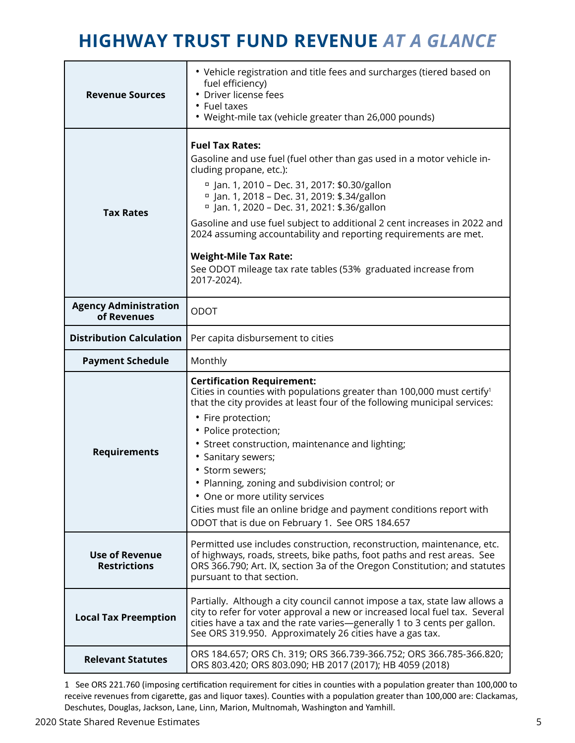# HIGHWAY TRUST FUND REVENUE *AT A GLANCE*

| | |
|---|---|
| **Revenue Sources** | • Vehicle registration and title fees and surcharges (tiered based on fuel efficiency)<br>• Driver license fees<br>• Fuel taxes<br>• Weight-mile tax (vehicle greater than 26,000 pounds) |
| **Tax Rates** | **Fuel Tax Rates:**<br>Gasoline and use fuel (fuel other than gas used in a motor vehicle including propane, etc.):<br>▫ Jan. 1, 2010 – Dec. 31, 2017: $0.30/gallon<br>▫ Jan. 1, 2018 – Dec. 31, 2019: $.34/gallon<br>▫ Jan. 1, 2020 – Dec. 31, 2021: $.36/gallon<br>Gasoline and use fuel subject to additional 2 cent increases in 2022 and 2024 assuming accountability and reporting requirements are met.<br><br>**Weight-Mile Tax Rate:**<br>See ODOT mileage tax rate tables (53% graduated increase from 2017-2024). |
| **Agency Administration of Revenues** | ODOT |
| **Distribution Calculation** | Per capita disbursement to cities |
| **Payment Schedule** | Monthly |
| **Requirements** | **Certification Requirement:**<br>Cities in counties with populations greater than 100,000 must certify[1] that the city provides at least four of the following municipal services:<br>• Fire protection;<br>• Police protection;<br>• Street construction, maintenance and lighting;<br>• Sanitary sewers;<br>• Storm sewers;<br>• Planning, zoning and subdivision control; or<br>• One or more utility services<br>Cities must file an online bridge and payment conditions report with ODOT that is due on February 1. See ORS 184.657 |
| **Use of Revenue Restrictions** | Permitted use includes construction, reconstruction, maintenance, etc. of highways, roads, streets, bike paths, foot paths and rest areas. See ORS 366.790; Art. IX, section 3a of the Oregon Constitution; and statutes pursuant to that section. |
| **Local Tax Preemption** | Partially. Although a city council cannot impose a tax, state law allows a city to refer for voter approval a new or increased local fuel tax. Several cities have a tax and the rate varies—generally 1 to 3 cents per gallon. See ORS 319.950. Approximately 26 cities have a gas tax. |
| **Relevant Statutes** | ORS 184.657; ORS Ch. 319; ORS 366.739-366.752; ORS 366.785-366.820; ORS 803.420; ORS 803.090; HB 2017 (2017); HB 4059 (2018) |

1 See ORS 221.760 (imposing certification requirement for cities in counties with a population greater than 100,000 to receive revenues from cigarette, gas and liquor taxes). Counties with a population greater than 100,000 are: Clackamas, Deschutes, Douglas, Jackson, Lane, Linn, Marion, Multnomah, Washington and Yamhill.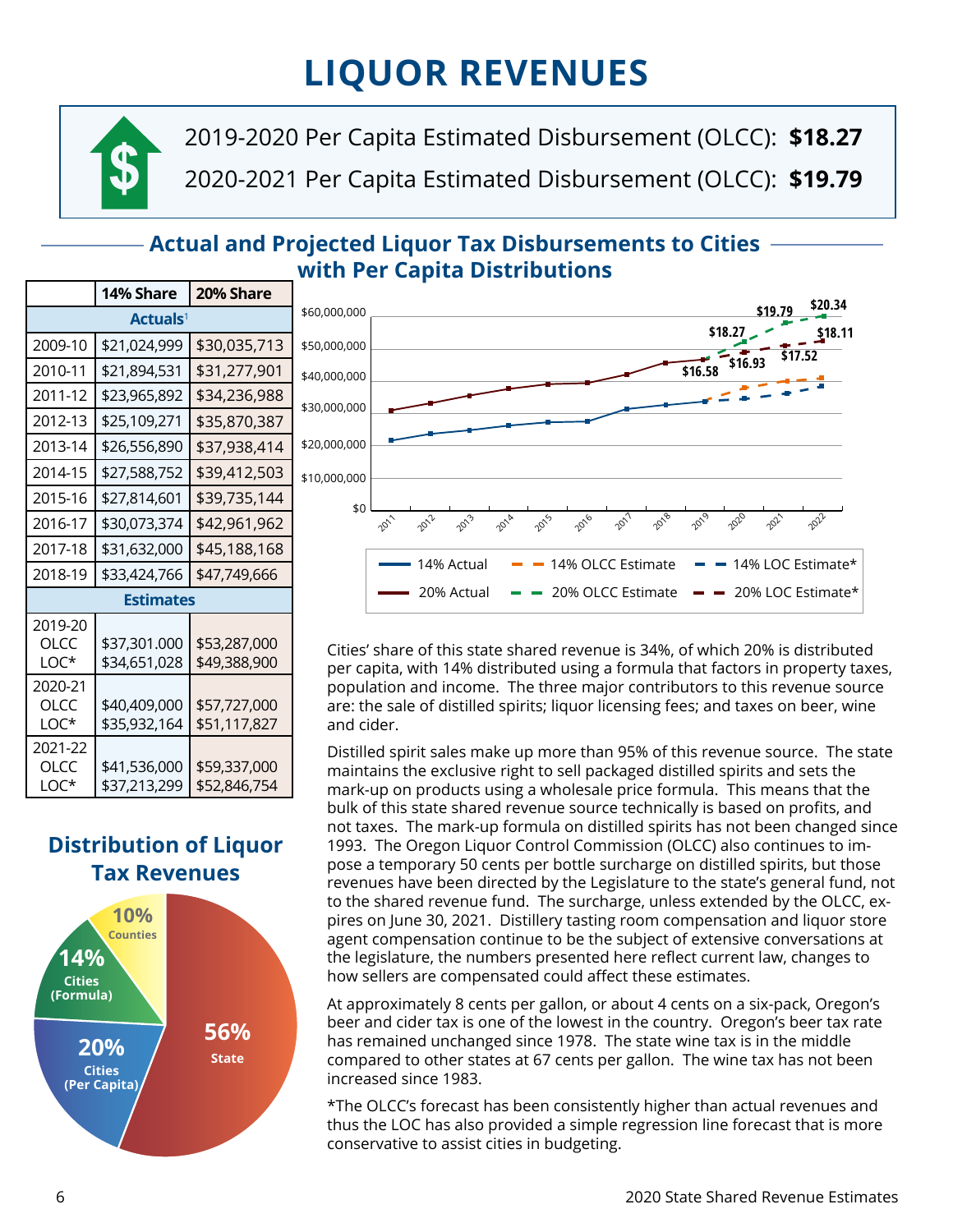# LIQUOR REVENUES

2019-2020 Per Capita Estimated Disbursement (OLCC): **$18.27**

2020-2021 Per Capita Estimated Disbursement (OLCC): **$19.79**

## Actual and Projected Liquor Tax Disbursements to Cities with Per Capita Distributions

| | 14% Share | 20% Share |
|---|---|---|
| **Actuals**[1] | | |
| 2009-10 | $21,024,999 | $30,035,713 |
| 2010-11 | $21,894,531 | $31,277,901 |
| 2011-12 | $23,965,892 | $34,236,988 |
| 2012-13 | $25,109,271 | $35,870,387 |
| 2013-14 | $26,556,890 | $37,938,414 |
| 2014-15 | $27,588,752 | $39,412,503 |
| 2015-16 | $27,814,601 | $39,735,144 |
| 2016-17 | $30,073,374 | $42,961,962 |
| 2017-18 | $31,632,000 | $45,188,168 |
| 2018-19 | $33,424,766 | $47,749,666 |
| **Estimates** | | |
| 2019-20 OLCC | $37,301,000 | $53,287,000 |
| 2019-20 LOC* | $34,651,028 | $49,388,900 |
| 2020-21 OLCC | $40,409,000 | $57,727,000 |
| 2020-21 LOC* | $35,932,164 | $51,117,827 |
| 2021-22 OLCC | $41,536,000 | $59,337,000 |
| 2021-22 LOC* | $37,213,299 | $52,846,754 |

## Distribution of Liquor Tax Revenues

- 56% State
- 20% Cities (Per Capita)
- 14% Cities (Formula)
- 10% Counties

Cities' share of this state shared revenue is 34%, of which 20% is distributed per capita, with 14% distributed using a formula that factors in property taxes, population and income. The three major contributors to this revenue source are: the sale of distilled spirits; liquor licensing fees; and taxes on beer, wine and cider.

Distilled spirit sales make up more than 95% of this revenue source. The state maintains the exclusive right to sell packaged distilled spirits and sets the mark-up on products using a wholesale price formula. This means that the bulk of this state shared revenue source technically is based on profits, and not taxes. The mark-up formula on distilled spirits has not been changed since 1993. The Oregon Liquor Control Commission (OLCC) also continues to impose a temporary 50 cents per bottle surcharge on distilled spirits, but those revenues have been directed by the Legislature to the state's general fund, not to the shared revenue fund. The surcharge, unless extended by the OLCC, expires on June 30, 2021. Distillery tasting room compensation and liquor store agent compensation continue to be the subject of extensive conversations at the legislature, the numbers presented here reflect current law, changes to how sellers are compensated could affect these estimates.

At approximately 8 cents per gallon, or about 4 cents on a six-pack, Oregon's beer and cider tax is one of the lowest in the country. Oregon's beer tax rate has remained unchanged since 1978. The state wine tax is in the middle compared to other states at 67 cents per gallon. The wine tax has not been increased since 1983.

*The OLCC's forecast has been consistently higher than actual revenues and thus the LOC has also provided a simple regression line forecast that is more conservative to assist cities in budgeting.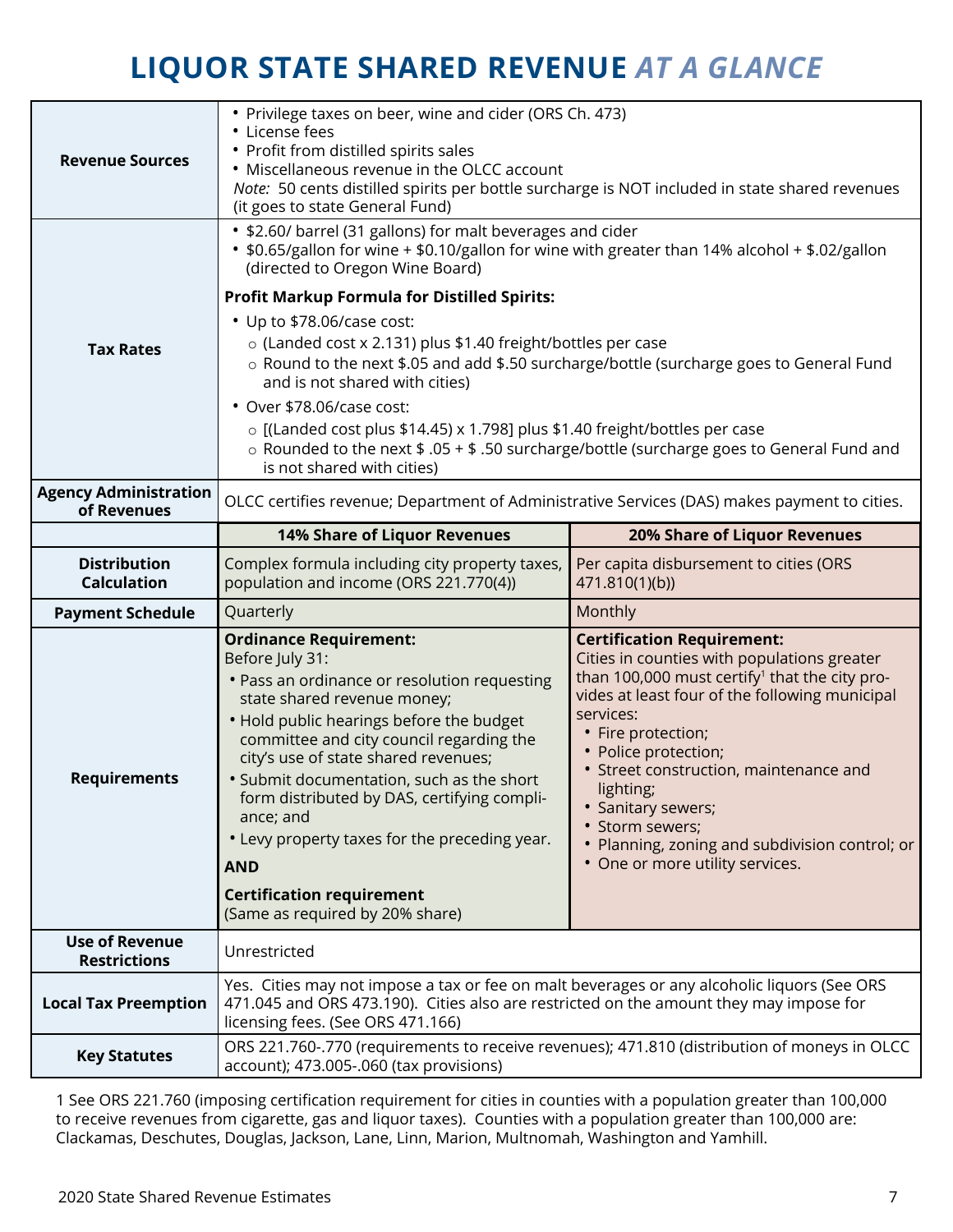# LIQUOR STATE SHARED REVENUE *AT A GLANCE*

| | | |
|---|---|---|
| **Revenue Sources** | • Privilege taxes on beer, wine and cider (ORS Ch. 473)<br>• License fees<br>• Profit from distilled spirits sales<br>• Miscellaneous revenue in the OLCC account<br>*Note:* 50 cents distilled spirits per bottle surcharge is NOT included in state shared revenues (it goes to state General Fund) | |
| **Tax Rates** | • \$2.60/ barrel (31 gallons) for malt beverages and cider<br>• \$0.65/gallon for wine + \$0.10/gallon for wine with greater than 14% alcohol + \$.02/gallon (directed to Oregon Wine Board)<br>**Profit Markup Formula for Distilled Spirits:**<br>• Up to \$78.06/case cost:<br>○ (Landed cost x 2.131) plus \$1.40 freight/bottles per case<br>○ Round to the next \$.05 and add \$.50 surcharge/bottle (surcharge goes to General Fund and is not shared with cities)<br>• Over \$78.06/case cost:<br>○ [(Landed cost plus \$14.45) x 1.798] plus \$1.40 freight/bottles per case<br>○ Rounded to the next \$ .05 + \$ .50 surcharge/bottle (surcharge goes to General Fund and is not shared with cities) | |
| **Agency Administration of Revenues** | OLCC certifies revenue; Department of Administrative Services (DAS) makes payment to cities. | |
| | **14% Share of Liquor Revenues** | **20% Share of Liquor Revenues** |
| **Distribution Calculation** | Complex formula including city property taxes, population and income (ORS 221.770(4)) | Per capita disbursement to cities (ORS 471.810(1)(b)) |
| **Payment Schedule** | Quarterly | Monthly |
| **Requirements** | **Ordinance Requirement:**<br>Before July 31:<br>• Pass an ordinance or resolution requesting state shared revenue money;<br>• Hold public hearings before the budget committee and city council regarding the city's use of state shared revenues;<br>• Submit documentation, such as the short form distributed by DAS, certifying compliance; and<br>• Levy property taxes for the preceding year.<br>**AND**<br>**Certification requirement**<br>(Same as required by 20% share) | **Certification Requirement:**<br>Cities in counties with populations greater than 100,000 must certify[1] that the city provides at least four of the following municipal services:<br>• Fire protection;<br>• Police protection;<br>• Street construction, maintenance and lighting;<br>• Sanitary sewers;<br>• Storm sewers;<br>• Planning, zoning and subdivision control; or<br>• One or more utility services. |
| **Use of Revenue Restrictions** | Unrestricted | |
| **Local Tax Preemption** | Yes. Cities may not impose a tax or fee on malt beverages or any alcoholic liquors (See ORS 471.045 and ORS 473.190). Cities also are restricted on the amount they may impose for licensing fees. (See ORS 471.166) | |
| **Key Statutes** | ORS 221.760-.770 (requirements to receive revenues); 471.810 (distribution of moneys in OLCC account); 473.005-.060 (tax provisions) | |

1 See ORS 221.760 (imposing certification requirement for cities in counties with a population greater than 100,000 to receive revenues from cigarette, gas and liquor taxes). Counties with a population greater than 100,000 are: Clackamas, Deschutes, Douglas, Jackson, Lane, Linn, Marion, Multnomah, Washington and Yamhill.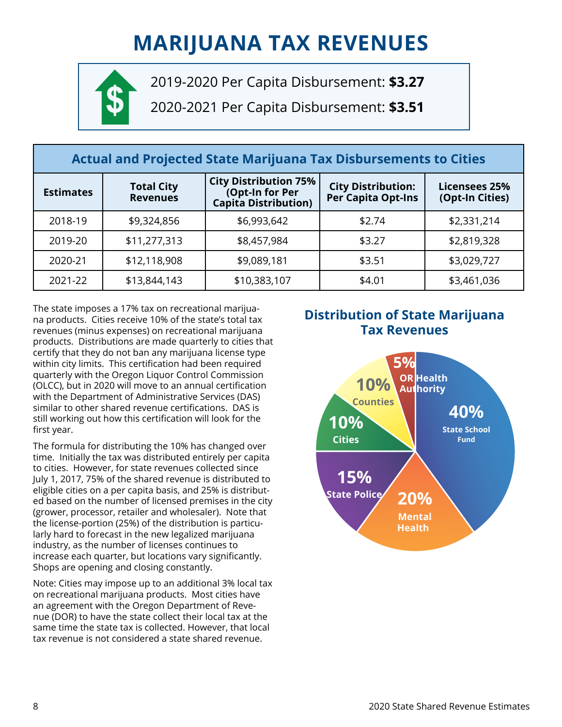# MARIJUANA TAX REVENUES

2019-2020 Per Capita Disbursement: **$3.27**

2020-2021 Per Capita Disbursement: **$3.51**

| Actual and Projected State Marijuana Tax Disbursements to Cities | | | | |
|---|---|---|---|---|
| **Estimates** | **Total City Revenues** | **City Distribution 75% (Opt-In for Per Capita Distribution)** | **City Distribution: Per Capita Opt-Ins** | **Licensees 25% (Opt-In Cities)** |
| 2018-19 | $9,324,856 | $6,993,642 | $2.74 | $2,331,214 |
| 2019-20 | $11,277,313 | $8,457,984 | $3.27 | $2,819,328 |
| 2020-21 | $12,118,908 | $9,089,181 | $3.51 | $3,029,727 |
| 2021-22 | $13,844,143 | $10,383,107 | $4.01 | $3,461,036 |

The state imposes a 17% tax on recreational marijuana products. Cities receive 10% of the state's total tax revenues (minus expenses) on recreational marijuana products. Distributions are made quarterly to cities that certify that they do not ban any marijuana license type within city limits. This certification had been required quarterly with the Oregon Liquor Control Commission (OLCC), but in 2020 will move to an annual certification with the Department of Administrative Services (DAS) similar to other shared revenue certifications. DAS is still working out how this certification will look for the first year.

The formula for distributing the 10% has changed over time. Initially the tax was distributed entirely per capita to cities. However, for state revenues collected since July 1, 2017, 75% of the shared revenue is distributed to eligible cities on a per capita basis, and 25% is distributed based on the number of licensed premises in the city (grower, processor, retailer and wholesaler). Note that the license-portion (25%) of the distribution is particularly hard to forecast in the new legalized marijuana industry, as the number of licenses continues to increase each quarter, but locations vary significantly. Shops are opening and closing constantly.

Note: Cities may impose up to an additional 3% local tax on recreational marijuana products. Most cities have an agreement with the Oregon Department of Revenue (DOR) to have the state collect their local tax at the same time the state tax is collected. However, that local tax revenue is not considered a state shared revenue.

## Distribution of State Marijuana Tax Revenues

- 40% State School Fund
- 20% Mental Health
- 15% State Police
- 10% Cities
- 10% Counties
- 5% OR Health Authority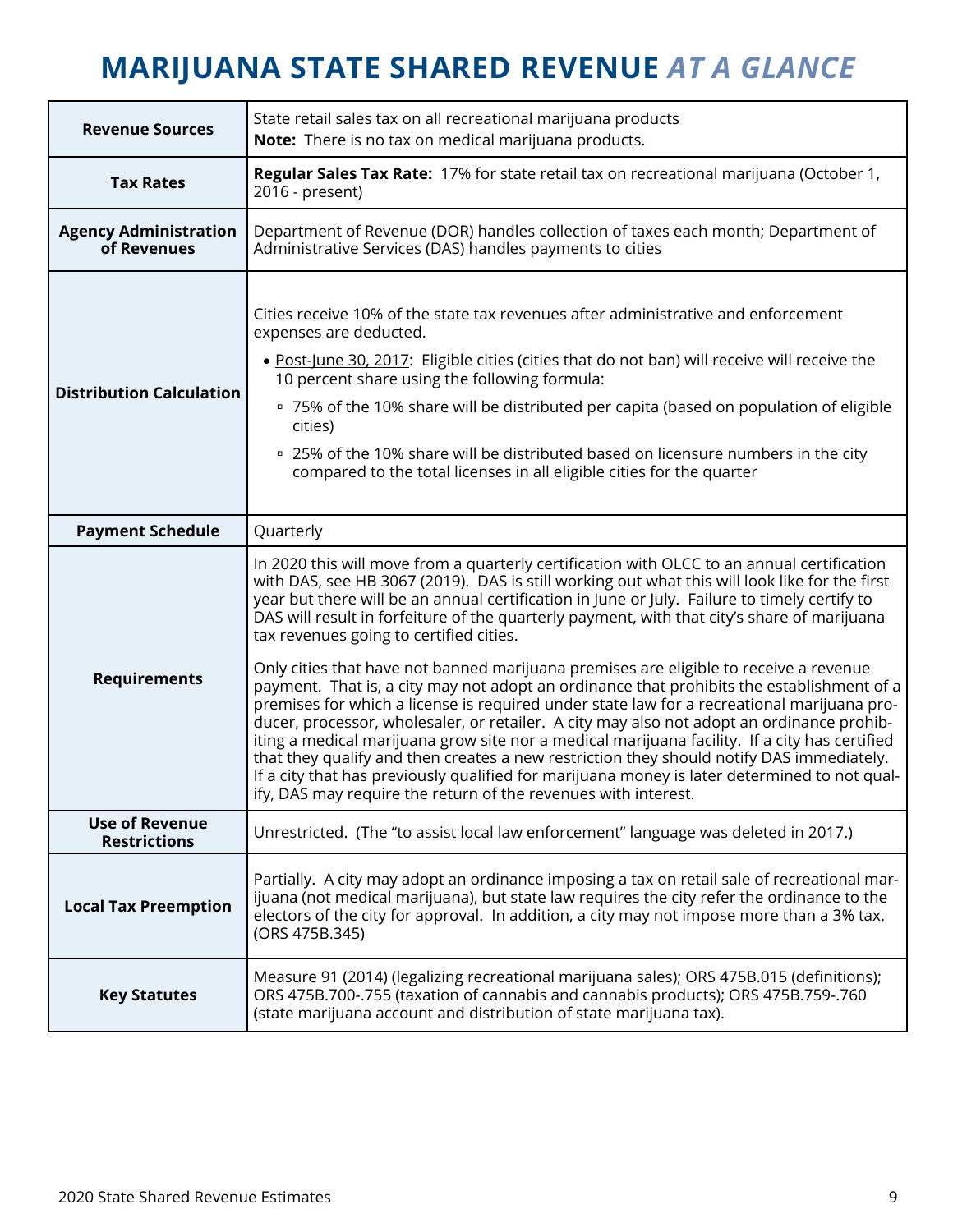# MARIJUANA STATE SHARED REVENUE *AT A GLANCE*

| | |
|---|---|
| **Revenue Sources** | State retail sales tax on all recreational marijuana products<br>**Note:** There is no tax on medical marijuana products. |
| **Tax Rates** | **Regular Sales Tax Rate:** 17% for state retail tax on recreational marijuana (October 1, 2016 - present) |
| **Agency Administration of Revenues** | Department of Revenue (DOR) handles collection of taxes each month; Department of Administrative Services (DAS) handles payments to cities |
| **Distribution Calculation** | Cities receive 10% of the state tax revenues after administrative and enforcement expenses are deducted.<br>• Post-June 30, 2017: Eligible cities (cities that do not ban) will receive will receive the 10 percent share using the following formula:<br>▫ 75% of the 10% share will be distributed per capita (based on population of eligible cities)<br>▫ 25% of the 10% share will be distributed based on licensure numbers in the city compared to the total licenses in all eligible cities for the quarter |
| **Payment Schedule** | Quarterly |
| **Requirements** | In 2020 this will move from a quarterly certification with OLCC to an annual certification with DAS, see HB 3067 (2019). DAS is still working out what this will look like for the first year but there will be an annual certification in June or July. Failure to timely certify to DAS will result in forfeiture of the quarterly payment, with that city's share of marijuana tax revenues going to certified cities.<br><br>Only cities that have not banned marijuana premises are eligible to receive a revenue payment. That is, a city may not adopt an ordinance that prohibits the establishment of a premises for which a license is required under state law for a recreational marijuana producer, processor, wholesaler, or retailer. A city may also not adopt an ordinance prohibiting a medical marijuana grow site nor a medical marijuana facility. If a city has certified that they qualify and then creates a new restriction they should notify DAS immediately. If a city that has previously qualified for marijuana money is later determined to not qualify, DAS may require the return of the revenues with interest. |
| **Use of Revenue Restrictions** | Unrestricted. (The "to assist local law enforcement" language was deleted in 2017.) |
| **Local Tax Preemption** | Partially. A city may adopt an ordinance imposing a tax on retail sale of recreational marijuana (not medical marijuana), but state law requires the city refer the ordinance to the electors of the city for approval. In addition, a city may not impose more than a 3% tax. (ORS 475B.345) |
| **Key Statutes** | Measure 91 (2014) (legalizing recreational marijuana sales); ORS 475B.015 (definitions); ORS 475B.700-.755 (taxation of cannabis and cannabis products); ORS 475B.759-.760 (state marijuana account and distribution of state marijuana tax). |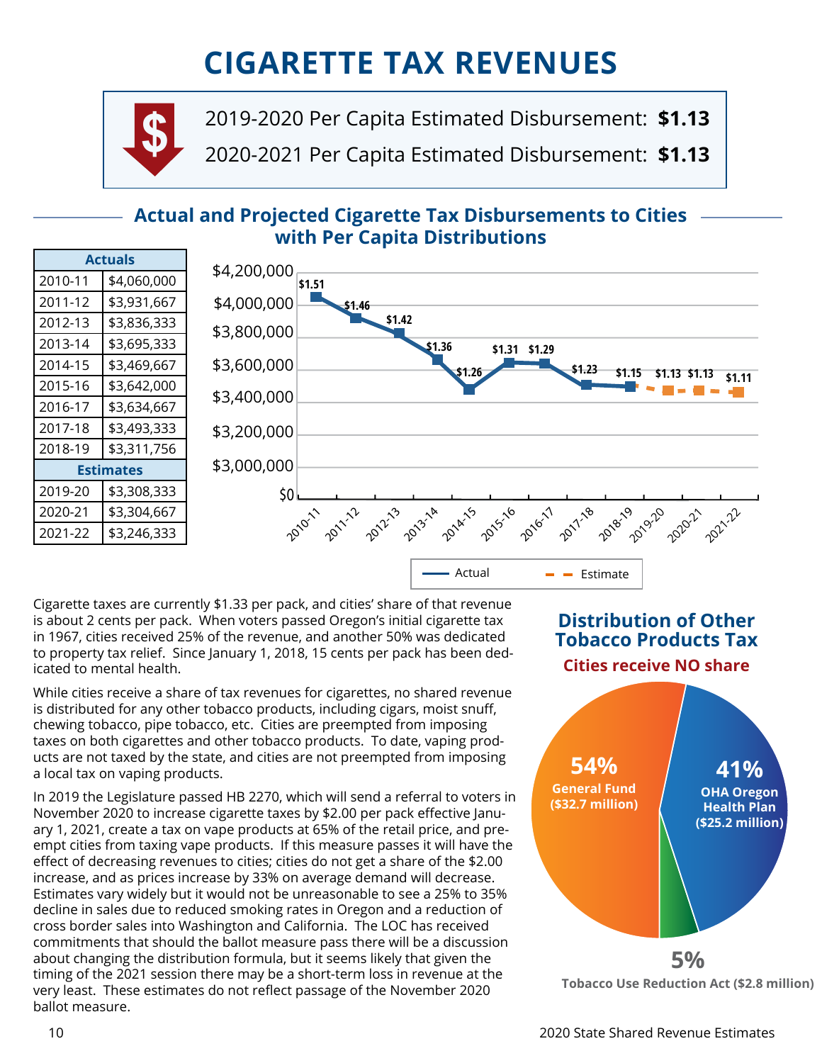# CIGARETTE TAX REVENUES

2019-2020 Per Capita Estimated Disbursement: **$1.13**

2020-2021 Per Capita Estimated Disbursement: **$1.13**

## Actual and Projected Cigarette Tax Disbursements to Cities with Per Capita Distributions

| Actuals | |
|---|---|
| 2010-11 | $4,060,000 |
| 2011-12 | $3,931,667 |
| 2012-13 | $3,836,333 |
| 2013-14 | $3,695,333 |
| 2014-15 | $3,469,667 |
| 2015-16 | $3,642,000 |
| 2016-17 | $3,634,667 |
| 2017-18 | $3,493,333 |
| 2018-19 | $3,311,756 |
| **Estimates** | |
| 2019-20 | $3,308,333 |
| 2020-21 | $3,304,667 |
| 2021-22 | $3,246,333 |

| Year | Per Capita | Type |
|---|---|---|
| 2010-11 | $1.51 | Actual |
| 2011-12 | $1.46 | Actual |
| 2012-13 | $1.42 | Actual |
| 2013-14 | $1.36 | Actual |
| 2014-15 | $1.26 | Actual |
| 2015-16 | $1.31 | Actual |
| 2016-17 | $1.29 | Actual |
| 2017-18 | $1.23 | Actual |
| 2018-19 | $1.15 | Actual |
| 2019-20 | $1.13 | Estimate |
| 2020-21 | $1.13 | Estimate |
| 2021-22 | $1.11 | Estimate |

Cigarette taxes are currently $1.33 per pack, and cities' share of that revenue is about 2 cents per pack. When voters passed Oregon's initial cigarette tax in 1967, cities received 25% of the revenue, and another 50% was dedicated to property tax relief. Since January 1, 2018, 15 cents per pack has been dedicated to mental health.

While cities receive a share of tax revenues for cigarettes, no shared revenue is distributed for any other tobacco products, including cigars, moist snuff, chewing tobacco, pipe tobacco, etc. Cities are preempted from imposing taxes on both cigarettes and other tobacco products. To date, vaping products are not taxed by the state, and cities are not preempted from imposing a local tax on vaping products.

In 2019 the Legislature passed HB 2270, which will send a referral to voters in November 2020 to increase cigarette taxes by $2.00 per pack effective January 1, 2021, create a tax on vape products at 65% of the retail price, and preempt cities from taxing vape products. If this measure passes it will have the effect of decreasing revenues to cities; cities do not get a share of the $2.00 increase, and as prices increase by 33% on average demand will decrease. Estimates vary widely but it would not be unreasonable to see a 25% to 35% decline in sales due to reduced smoking rates in Oregon and a reduction of cross border sales into Washington and California. The LOC has received commitments that should the ballot measure pass there will be a discussion about changing the distribution formula, but it seems likely that given the timing of the 2021 session there may be a short-term loss in revenue at the very least. These estimates do not reflect passage of the November 2020 ballot measure.

## Distribution of Other Tobacco Products Tax

**Cities receive NO share**

- 54% General Fund ($32.7 million)
- 41% OHA Oregon Health Plan ($25.2 million)
- 5% Tobacco Use Reduction Act ($2.8 million)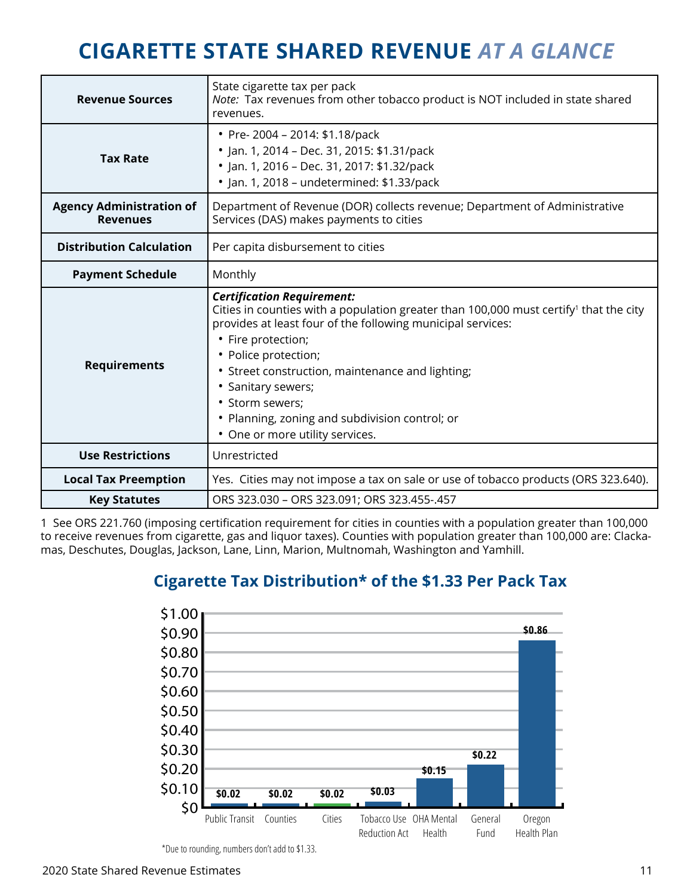# CIGARETTE STATE SHARED REVENUE *AT A GLANCE*

| | |
|---|---|
| **Revenue Sources** | State cigarette tax per pack<br>*Note:* Tax revenues from other tobacco product is NOT included in state shared revenues. |
| **Tax Rate** | • Pre- 2004 – 2014: $1.18/pack<br>• Jan. 1, 2014 – Dec. 31, 2015: $1.31/pack<br>• Jan. 1, 2016 – Dec. 31, 2017: $1.32/pack<br>• Jan. 1, 2018 – undetermined: $1.33/pack |
| **Agency Administration of Revenues** | Department of Revenue (DOR) collects revenue; Department of Administrative Services (DAS) makes payments to cities |
| **Distribution Calculation** | Per capita disbursement to cities |
| **Payment Schedule** | Monthly |
| **Requirements** | ***Certification Requirement:***<br>Cities in counties with a population greater than 100,000 must certify[1] that the city provides at least four of the following municipal services:<br>• Fire protection;<br>• Police protection;<br>• Street construction, maintenance and lighting;<br>• Sanitary sewers;<br>• Storm sewers;<br>• Planning, zoning and subdivision control; or<br>• One or more utility services. |
| **Use Restrictions** | Unrestricted |
| **Local Tax Preemption** | Yes. Cities may not impose a tax on sale or use of tobacco products (ORS 323.640). |
| **Key Statutes** | ORS 323.030 – ORS 323.091; ORS 323.455-.457 |

1 See ORS 221.760 (imposing certification requirement for cities in counties with a population greater than 100,000 to receive revenues from cigarette, gas and liquor taxes). Counties with population greater than 100,000 are: Clackamas, Deschutes, Douglas, Jackson, Lane, Linn, Marion, Multnomah, Washington and Yamhill.

## Cigarette Tax Distribution* of the $1.33 Per Pack Tax

| Recipient | Amount |
|---|---|
| Public Transit | $0.02 |
| Counties | $0.02 |
| Cities | $0.02 |
| Tobacco Use Reduction Act | $0.03 |
| OHA Mental Health | $0.15 |
| General Fund | $0.22 |
| Oregon Health Plan | $0.86 |

*Due to rounding, numbers don't add to $1.33.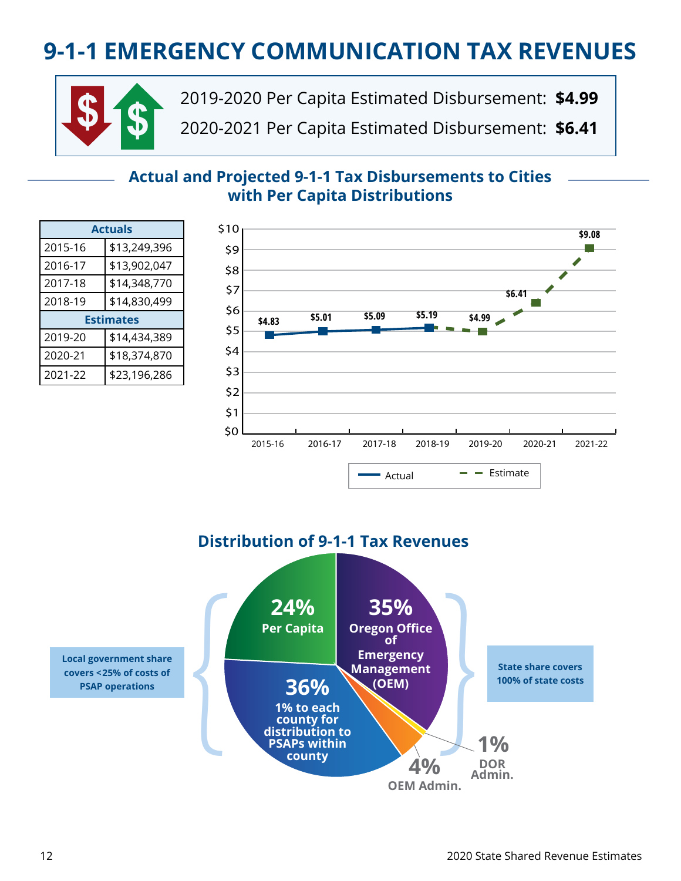# 9-1-1 EMERGENCY COMMUNICATION TAX REVENUES

2019-2020 Per Capita Estimated Disbursement: **$4.99**

2020-2021 Per Capita Estimated Disbursement: **$6.41**

## Actual and Projected 9-1-1 Tax Disbursements to Cities with Per Capita Distributions

| Actuals | |
|---|---|
| 2015-16 | $13,249,396 |
| 2016-17 | $13,902,047 |
| 2017-18 | $14,348,770 |
| 2018-19 | $14,830,499 |
| **Estimates** | |
| 2019-20 | $14,434,389 |
| 2020-21 | $18,374,870 |
| 2021-22 | $23,196,286 |

| Year | Per Capita | Type |
|---|---|---|
| 2015-16 | $4.83 | Actual |
| 2016-17 | $5.01 | Actual |
| 2017-18 | $5.09 | Actual |
| 2018-19 | $5.19 | Actual |
| 2019-20 | $4.99 | Estimate |
| 2020-21 | $6.41 | Estimate |
| 2021-22 | $9.08 | Estimate |

## Distribution of 9-1-1 Tax Revenues

- **24%** Per Capita
- **36%** 1% to each county for distribution to PSAPs within county
- **35%** Oregon Office of Emergency Management (OEM)
- **4%** OEM Admin.
- **1%** DOR Admin.

Local government share covers <25% of costs of PSAP operations

State share covers 100% of state costs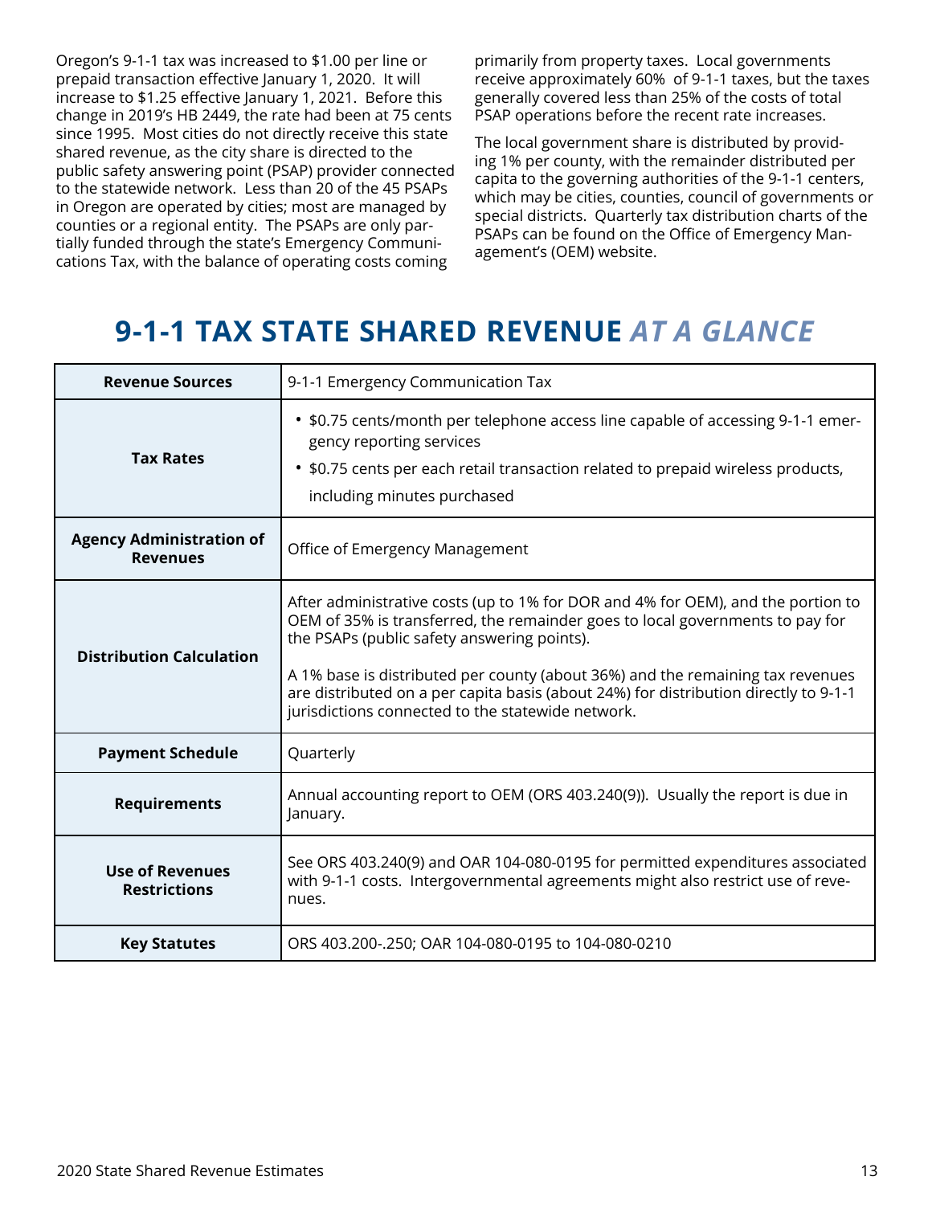Oregon's 9-1-1 tax was increased to $1.00 per line or prepaid transaction effective January 1, 2020. It will increase to $1.25 effective January 1, 2021. Before this change in 2019's HB 2449, the rate had been at 75 cents since 1995. Most cities do not directly receive this state shared revenue, as the city share is directed to the public safety answering point (PSAP) provider connected to the statewide network. Less than 20 of the 45 PSAPs in Oregon are operated by cities; most are managed by counties or a regional entity. The PSAPs are only partially funded through the state's Emergency Communications Tax, with the balance of operating costs coming primarily from property taxes. Local governments receive approximately 60% of 9-1-1 taxes, but the taxes generally covered less than 25% of the costs of total PSAP operations before the recent rate increases.

The local government share is distributed by providing 1% per county, with the remainder distributed per capita to the governing authorities of the 9-1-1 centers, which may be cities, counties, council of governments or special districts. Quarterly tax distribution charts of the PSAPs can be found on the Office of Emergency Management's (OEM) website.

## 9-1-1 TAX STATE SHARED REVENUE *AT A GLANCE*

| **Revenue Sources** | 9-1-1 Emergency Communication Tax |
|---|---|
| **Tax Rates** | • $0.75 cents/month per telephone access line capable of accessing 9-1-1 emergency reporting services<br>• $0.75 cents per each retail transaction related to prepaid wireless products, including minutes purchased |
| **Agency Administration of Revenues** | Office of Emergency Management |
| **Distribution Calculation** | After administrative costs (up to 1% for DOR and 4% for OEM), and the portion to OEM of 35% is transferred, the remainder goes to local governments to pay for the PSAPs (public safety answering points).<br><br>A 1% base is distributed per county (about 36%) and the remaining tax revenues are distributed on a per capita basis (about 24%) for distribution directly to 9-1-1 jurisdictions connected to the statewide network. |
| **Payment Schedule** | Quarterly |
| **Requirements** | Annual accounting report to OEM (ORS 403.240(9)). Usually the report is due in January. |
| **Use of Revenues Restrictions** | See ORS 403.240(9) and OAR 104-080-0195 for permitted expenditures associated with 9-1-1 costs. Intergovernmental agreements might also restrict use of revenues. |
| **Key Statutes** | ORS 403.200-.250; OAR 104-080-0195 to 104-080-0210 |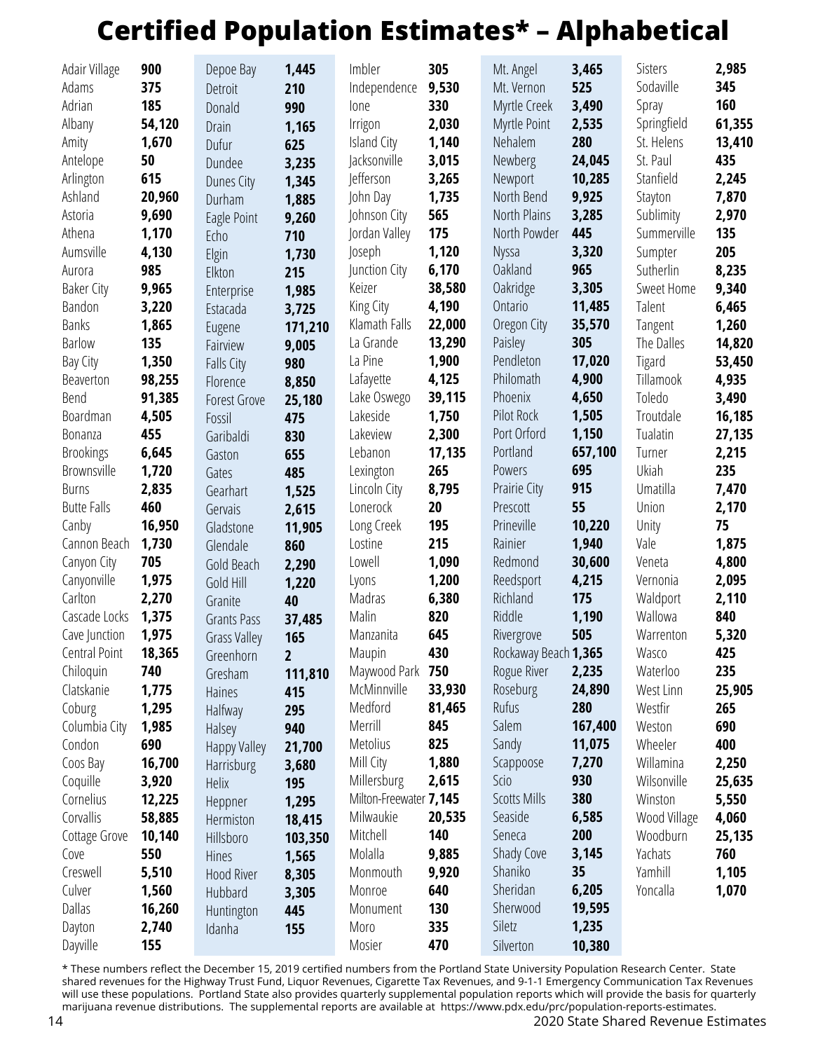# Certified Population Estimates* – Alphabetical

| City | Population |
|---|---|
| Adair Village | 900 |
| Adams | 375 |
| Adrian | 185 |
| Albany | 54,120 |
| Amity | 1,670 |
| Antelope | 50 |
| Arlington | 615 |
| Ashland | 20,960 |
| Astoria | 9,690 |
| Athena | 1,170 |
| Aumsville | 4,130 |
| Aurora | 985 |
| Baker City | 9,965 |
| Bandon | 3,220 |
| Banks | 1,865 |
| Barlow | 135 |
| Bay City | 1,350 |
| Beaverton | 98,255 |
| Bend | 91,385 |
| Boardman | 4,505 |
| Bonanza | 455 |
| Brookings | 6,645 |
| Brownsville | 1,720 |
| Burns | 2,835 |
| Butte Falls | 460 |
| Canby | 16,950 |
| Cannon Beach | 1,730 |
| Canyon City | 705 |
| Canyonville | 1,975 |
| Carlton | 2,270 |
| Cascade Locks | 1,375 |
| Cave Junction | 1,975 |
| Central Point | 18,365 |
| Chiloquin | 740 |
| Clatskanie | 1,775 |
| Coburg | 1,295 |
| Columbia City | 1,985 |
| Condon | 690 |
| Coos Bay | 16,700 |
| Coquille | 3,920 |
| Cornelius | 12,225 |
| Corvallis | 58,885 |
| Cottage Grove | 10,140 |
| Cove | 550 |
| Creswell | 5,510 |
| Culver | 1,560 |
| Dallas | 16,260 |
| Dayton | 2,740 |
| Dayville | 155 |
| Depoe Bay | 1,445 |
| Detroit | 210 |
| Donald | 990 |
| Drain | 1,165 |
| Dufur | 625 |
| Dundee | 3,235 |
| Dunes City | 1,345 |
| Durham | 1,885 |
| Eagle Point | 9,260 |
| Echo | 710 |
| Elgin | 1,730 |
| Elkton | 215 |
| Enterprise | 1,985 |
| Estacada | 3,725 |
| Eugene | 171,210 |
| Fairview | 9,005 |
| Falls City | 980 |
| Florence | 8,850 |
| Forest Grove | 25,180 |
| Fossil | 475 |
| Garibaldi | 830 |
| Gaston | 655 |
| Gates | 485 |
| Gearhart | 1,525 |
| Gervais | 2,615 |
| Gladstone | 11,905 |
| Glendale | 860 |
| Gold Beach | 2,290 |
| Gold Hill | 1,220 |
| Granite | 40 |
| Grants Pass | 37,485 |
| Grass Valley | 165 |
| Greenhorn | 2 |
| Gresham | 111,810 |
| Haines | 415 |
| Halfway | 295 |
| Halsey | 940 |
| Happy Valley | 21,700 |
| Harrisburg | 3,680 |
| Helix | 195 |
| Heppner | 1,295 |
| Hermiston | 18,415 |
| Hillsboro | 103,350 |
| Hines | 1,565 |
| Hood River | 8,305 |
| Hubbard | 3,305 |
| Huntington | 445 |
| Idanha | 155 |
| Imbler | 305 |
| Independence | 9,530 |
| Ione | 330 |
| Irrigon | 2,030 |
| Island City | 1,140 |
| Jacksonville | 3,015 |
| Jefferson | 3,265 |
| John Day | 1,735 |
| Johnson City | 565 |
| Jordan Valley | 175 |
| Joseph | 1,120 |
| Junction City | 6,170 |
| Keizer | 38,580 |
| King City | 4,190 |
| Klamath Falls | 22,000 |
| La Grande | 13,290 |
| La Pine | 1,900 |
| Lafayette | 4,125 |
| Lake Oswego | 39,115 |
| Lakeside | 1,750 |
| Lakeview | 2,300 |
| Lebanon | 17,135 |
| Lexington | 265 |
| Lincoln City | 8,795 |
| Lonerock | 20 |
| Long Creek | 195 |
| Lostine | 215 |
| Lowell | 1,090 |
| Lyons | 1,200 |
| Madras | 6,380 |
| Malin | 820 |
| Manzanita | 645 |
| Maupin | 430 |
| Maywood Park | 750 |
| McMinnville | 33,930 |
| Medford | 81,465 |
| Merrill | 845 |
| Metolius | 825 |
| Mill City | 1,880 |
| Millersburg | 2,615 |
| Milton-Freewater | 7,145 |
| Milwaukie | 20,535 |
| Mitchell | 140 |
| Molalla | 9,885 |
| Monmouth | 9,920 |
| Monroe | 640 |
| Monument | 130 |
| Moro | 335 |
| Mosier | 470 |
| Mt. Angel | 3,465 |
| Mt. Vernon | 525 |
| Myrtle Creek | 3,490 |
| Myrtle Point | 2,535 |
| Nehalem | 280 |
| Newberg | 24,045 |
| Newport | 10,285 |
| North Bend | 9,925 |
| North Plains | 3,285 |
| North Powder | 445 |
| Nyssa | 3,320 |
| Oakland | 965 |
| Oakridge | 3,305 |
| Ontario | 11,485 |
| Oregon City | 35,570 |
| Paisley | 305 |
| Pendleton | 17,020 |
| Philomath | 4,900 |
| Phoenix | 4,650 |
| Pilot Rock | 1,505 |
| Port Orford | 1,150 |
| Portland | 657,100 |
| Powers | 695 |
| Prairie City | 915 |
| Prescott | 55 |
| Prineville | 10,220 |
| Rainier | 1,940 |
| Redmond | 30,600 |
| Reedsport | 4,215 |
| Richland | 175 |
| Riddle | 1,190 |
| Rivergrove | 505 |
| Rockaway Beach | 1,365 |
| Rogue River | 2,235 |
| Roseburg | 24,890 |
| Rufus | 280 |
| Salem | 167,400 |
| Sandy | 11,075 |
| Scappoose | 7,270 |
| Scio | 930 |
| Scotts Mills | 380 |
| Seaside | 6,585 |
| Seneca | 200 |
| Shady Cove | 3,145 |
| Shaniko | 35 |
| Sheridan | 6,205 |
| Sherwood | 19,595 |
| Siletz | 1,235 |
| Silverton | 10,380 |
| Sisters | 2,985 |
| Sodaville | 345 |
| Spray | 160 |
| Springfield | 61,355 |
| St. Helens | 13,410 |
| St. Paul | 435 |
| Stanfield | 2,245 |
| Stayton | 7,870 |
| Sublimity | 2,970 |
| Summerville | 135 |
| Sumpter | 205 |
| Sutherlin | 8,235 |
| Sweet Home | 9,340 |
| Talent | 6,465 |
| Tangent | 1,260 |
| The Dalles | 14,820 |
| Tigard | 53,450 |
| Tillamook | 4,935 |
| Toledo | 3,490 |
| Troutdale | 16,185 |
| Tualatin | 27,135 |
| Turner | 2,215 |
| Ukiah | 235 |
| Umatilla | 7,470 |
| Union | 2,170 |
| Unity | 75 |
| Vale | 1,875 |
| Veneta | 4,800 |
| Vernonia | 2,095 |
| Waldport | 2,110 |
| Wallowa | 840 |
| Warrenton | 5,320 |
| Wasco | 425 |
| Waterloo | 235 |
| West Linn | 25,905 |
| Westfir | 265 |
| Weston | 690 |
| Wheeler | 400 |
| Willamina | 2,250 |
| Wilsonville | 25,635 |
| Winston | 5,550 |
| Wood Village | 4,060 |
| Woodburn | 25,135 |
| Yachats | 760 |
| Yamhill | 1,105 |
| Yoncalla | 1,070 |

* These numbers reflect the December 15, 2019 certified numbers from the Portland State University Population Research Center. State shared revenues for the Highway Trust Fund, Liquor Revenues, Cigarette Tax Revenues, and 9-1-1 Emergency Communication Tax Revenues will use these populations. Portland State also provides quarterly supplemental population reports which will provide the basis for quarterly marijuana revenue distributions. The supplemental reports are available at https://www.pdx.edu/prc/population-reports-estimates.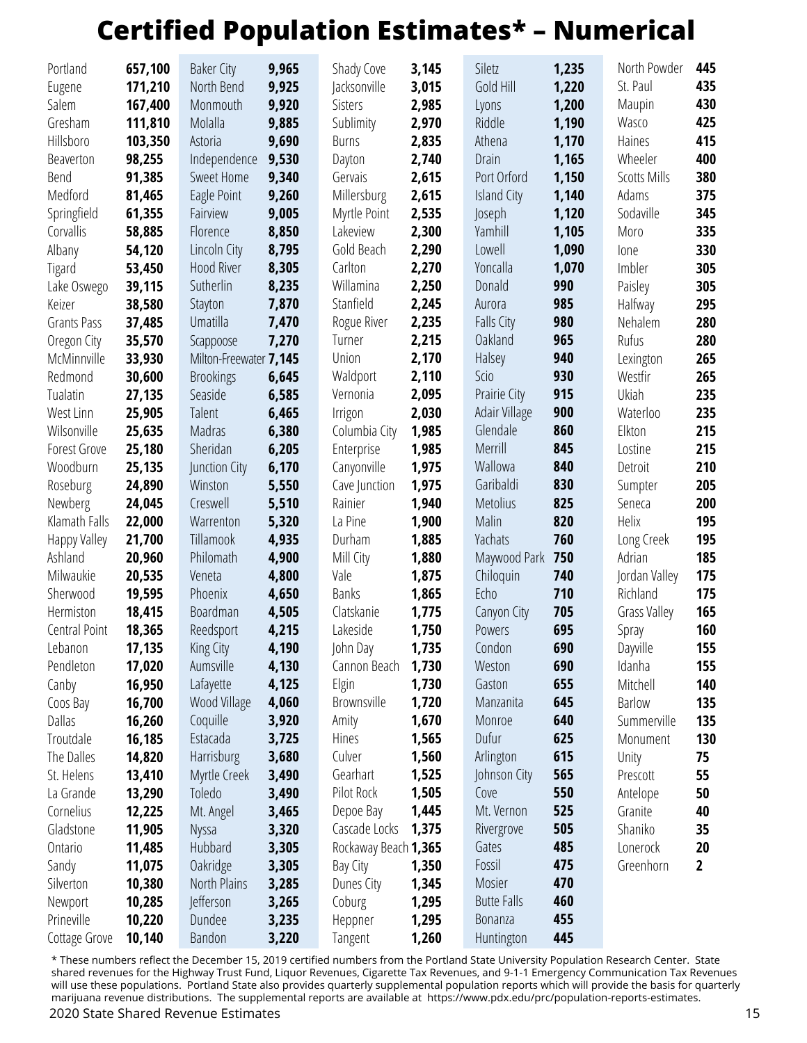# Certified Population Estimates* – Numerical

| City | Population |
|---|---|
| Portland | **657,100** |
| Eugene | **171,210** |
| Salem | **167,400** |
| Gresham | **111,810** |
| Hillsboro | **103,350** |
| Beaverton | **98,255** |
| Bend | **91,385** |
| Medford | **81,465** |
| Springfield | **61,355** |
| Corvallis | **58,885** |
| Albany | **54,120** |
| Tigard | **53,450** |
| Lake Oswego | **39,115** |
| Keizer | **38,580** |
| Grants Pass | **37,485** |
| Oregon City | **35,570** |
| McMinnville | **33,930** |
| Redmond | **30,600** |
| Tualatin | **27,135** |
| West Linn | **25,905** |
| Wilsonville | **25,635** |
| Forest Grove | **25,180** |
| Woodburn | **25,135** |
| Roseburg | **24,890** |
| Newberg | **24,045** |
| Klamath Falls | **22,000** |
| Happy Valley | **21,700** |
| Ashland | **20,960** |
| Milwaukie | **20,535** |
| Sherwood | **19,595** |
| Hermiston | **18,415** |
| Central Point | **18,365** |
| Lebanon | **17,135** |
| Pendleton | **17,020** |
| Canby | **16,950** |
| Coos Bay | **16,700** |
| Dallas | **16,260** |
| Troutdale | **16,185** |
| The Dalles | **14,820** |
| St. Helens | **13,410** |
| La Grande | **13,290** |
| Cornelius | **12,225** |
| Gladstone | **11,905** |
| Ontario | **11,485** |
| Sandy | **11,075** |
| Silverton | **10,380** |
| Newport | **10,285** |
| Prineville | **10,220** |
| Cottage Grove | **10,140** |
| Baker City | **9,965** |
| North Bend | **9,925** |
| Monmouth | **9,920** |
| Molalla | **9,885** |
| Astoria | **9,690** |
| Independence | **9,530** |
| Sweet Home | **9,340** |
| Eagle Point | **9,260** |
| Fairview | **9,005** |
| Florence | **8,850** |
| Lincoln City | **8,795** |
| Hood River | **8,305** |
| Sutherlin | **8,235** |
| Stayton | **7,870** |
| Umatilla | **7,470** |
| Scappoose | **7,270** |
| Milton-Freewater | **7,145** |
| Brookings | **6,645** |
| Seaside | **6,585** |
| Talent | **6,465** |
| Madras | **6,380** |
| Sheridan | **6,205** |
| Junction City | **6,170** |
| Winston | **5,550** |
| Creswell | **5,510** |
| Warrenton | **5,320** |
| Tillamook | **4,935** |
| Philomath | **4,900** |
| Veneta | **4,800** |
| Phoenix | **4,650** |
| Boardman | **4,505** |
| Reedsport | **4,215** |
| King City | **4,190** |
| Aumsville | **4,130** |
| Lafayette | **4,125** |
| Wood Village | **4,060** |
| Coquille | **3,920** |
| Estacada | **3,725** |
| Harrisburg | **3,680** |
| Myrtle Creek | **3,490** |
| Toledo | **3,490** |
| Mt. Angel | **3,465** |
| Nyssa | **3,320** |
| Hubbard | **3,305** |
| Oakridge | **3,305** |
| North Plains | **3,285** |
| Jefferson | **3,265** |
| Dundee | **3,235** |
| Bandon | **3,220** |
| Shady Cove | **3,145** |
| Jacksonville | **3,015** |
| Sisters | **2,985** |
| Sublimity | **2,970** |
| Burns | **2,835** |
| Dayton | **2,740** |
| Gervais | **2,615** |
| Millersburg | **2,615** |
| Myrtle Point | **2,535** |
| Lakeview | **2,300** |
| Gold Beach | **2,290** |
| Carlton | **2,270** |
| Willamina | **2,250** |
| Stanfield | **2,245** |
| Rogue River | **2,235** |
| Turner | **2,215** |
| Union | **2,170** |
| Waldport | **2,110** |
| Vernonia | **2,095** |
| Irrigon | **2,030** |
| Columbia City | **1,985** |
| Enterprise | **1,985** |
| Canyonville | **1,975** |
| Cave Junction | **1,975** |
| Rainier | **1,940** |
| La Pine | **1,900** |
| Durham | **1,885** |
| Mill City | **1,880** |
| Vale | **1,875** |
| Banks | **1,865** |
| Clatskanie | **1,775** |
| Lakeside | **1,750** |
| John Day | **1,735** |
| Cannon Beach | **1,730** |
| Elgin | **1,730** |
| Brownsville | **1,720** |
| Amity | **1,670** |
| Hines | **1,565** |
| Culver | **1,560** |
| Gearhart | **1,525** |
| Pilot Rock | **1,505** |
| Depoe Bay | **1,445** |
| Cascade Locks | **1,375** |
| Rockaway Beach | **1,365** |
| Bay City | **1,350** |
| Dunes City | **1,345** |
| Coburg | **1,295** |
| Heppner | **1,295** |
| Tangent | **1,260** |
| Siletz | **1,235** |
| Gold Hill | **1,220** |
| Lyons | **1,200** |
| Riddle | **1,190** |
| Athena | **1,170** |
| Drain | **1,165** |
| Port Orford | **1,150** |
| Island City | **1,140** |
| Joseph | **1,120** |
| Yamhill | **1,105** |
| Lowell | **1,090** |
| Yoncalla | **1,070** |
| Donald | **990** |
| Aurora | **985** |
| Falls City | **980** |
| Oakland | **965** |
| Halsey | **940** |
| Scio | **930** |
| Prairie City | **915** |
| Adair Village | **900** |
| Glendale | **860** |
| Merrill | **845** |
| Wallowa | **840** |
| Garibaldi | **830** |
| Metolius | **825** |
| Malin | **820** |
| Yachats | **760** |
| Maywood Park | **750** |
| Chiloquin | **740** |
| Echo | **710** |
| Canyon City | **705** |
| Powers | **695** |
| Condon | **690** |
| Weston | **690** |
| Gaston | **655** |
| Manzanita | **645** |
| Monroe | **640** |
| Dufur | **625** |
| Arlington | **615** |
| Johnson City | **565** |
| Cove | **550** |
| Mt. Vernon | **525** |
| Rivergrove | **505** |
| Gates | **485** |
| Fossil | **475** |
| Mosier | **470** |
| Butte Falls | **460** |
| Bonanza | **455** |
| Huntington | **445** |
| North Powder | **445** |
| St. Paul | **435** |
| Maupin | **430** |
| Wasco | **425** |
| Haines | **415** |
| Wheeler | **400** |
| Scotts Mills | **380** |
| Adams | **375** |
| Sodaville | **345** |
| Moro | **335** |
| Ione | **330** |
| Imbler | **305** |
| Paisley | **305** |
| Halfway | **295** |
| Nehalem | **280** |
| Rufus | **280** |
| Lexington | **265** |
| Westfir | **265** |
| Ukiah | **235** |
| Waterloo | **235** |
| Elkton | **215** |
| Lostine | **215** |
| Detroit | **210** |
| Sumpter | **205** |
| Seneca | **200** |
| Helix | **195** |
| Long Creek | **195** |
| Adrian | **185** |
| Jordan Valley | **175** |
| Richland | **175** |
| Grass Valley | **165** |
| Spray | **160** |
| Dayville | **155** |
| Idanha | **155** |
| Mitchell | **140** |
| Barlow | **135** |
| Summerville | **135** |
| Monument | **130** |
| Unity | **75** |
| Prescott | **55** |
| Antelope | **50** |
| Granite | **40** |
| Shaniko | **35** |
| Lonerock | **20** |
| Greenhorn | **2** |

* These numbers reflect the December 15, 2019 certified numbers from the Portland State University Population Research Center. State shared revenues for the Highway Trust Fund, Liquor Revenues, Cigarette Tax Revenues, and 9-1-1 Emergency Communication Tax Revenues will use these populations. Portland State also provides quarterly supplemental population reports which will provide the basis for quarterly marijuana revenue distributions. The supplemental reports are available at https://www.pdx.edu/prc/population-reports-estimates.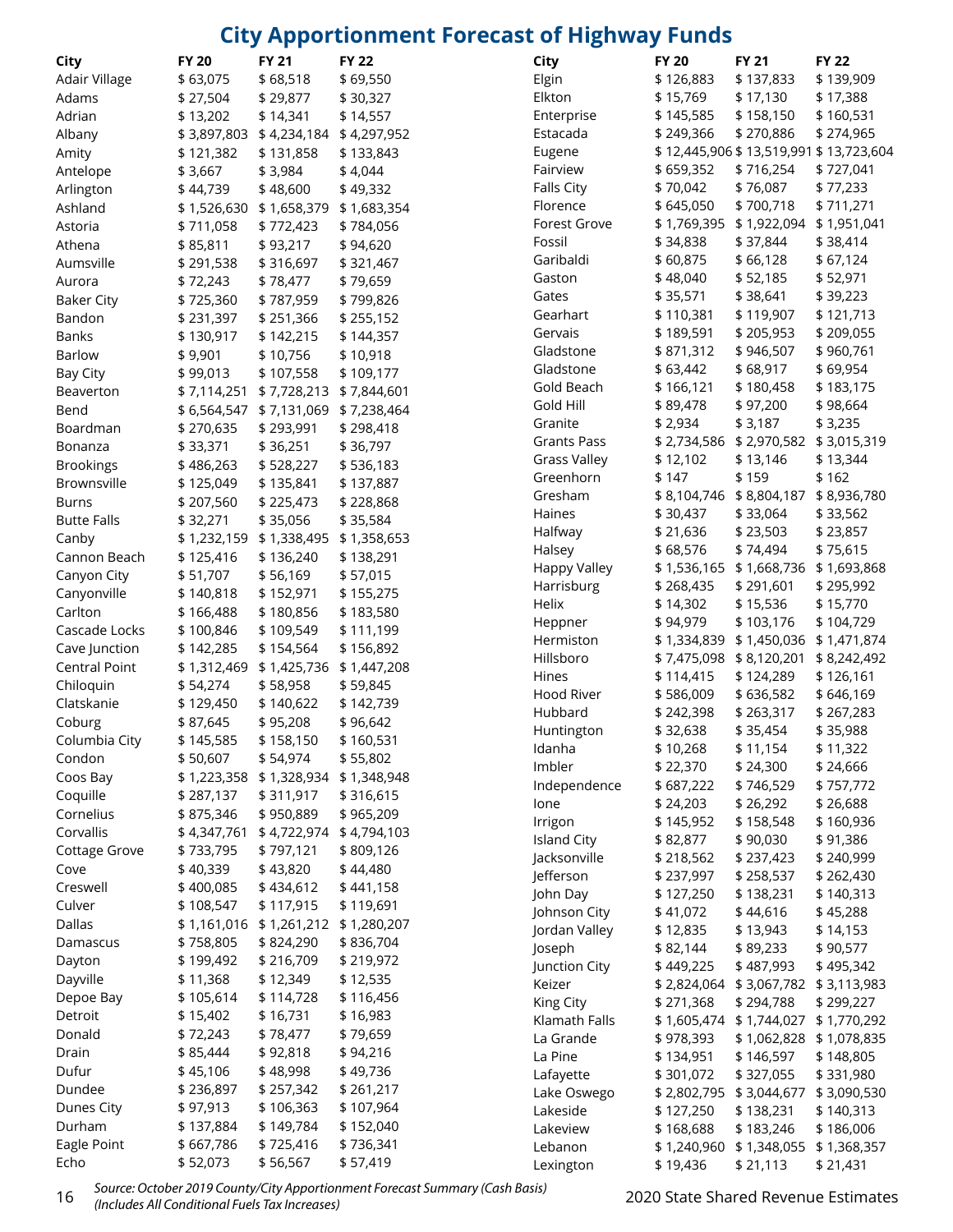# City Apportionment Forecast of Highway Funds

| City | FY 20 | FY 21 | FY 22 |
|---|---|---|---|
| Adair Village | $ 63,075 | $ 68,518 | $ 69,550 |
| Adams | $ 27,504 | $ 29,877 | $ 30,327 |
| Adrian | $ 13,202 | $ 14,341 | $ 14,557 |
| Albany | $ 3,897,803 | $ 4,234,184 | $ 4,297,952 |
| Amity | $ 121,382 | $ 131,858 | $ 133,843 |
| Antelope | $ 3,667 | $ 3,984 | $ 4,044 |
| Arlington | $ 44,739 | $ 48,600 | $ 49,332 |
| Ashland | $ 1,526,630 | $ 1,658,379 | $ 1,683,354 |
| Astoria | $ 711,058 | $ 772,423 | $ 784,056 |
| Athena | $ 85,811 | $ 93,217 | $ 94,620 |
| Aumsville | $ 291,538 | $ 316,697 | $ 321,467 |
| Aurora | $ 72,243 | $ 78,477 | $ 79,659 |
| Baker City | $ 725,360 | $ 787,959 | $ 799,826 |
| Bandon | $ 231,397 | $ 251,366 | $ 255,152 |
| Banks | $ 130,917 | $ 142,215 | $ 144,357 |
| Barlow | $ 9,901 | $ 10,756 | $ 10,918 |
| Bay City | $ 99,013 | $ 107,558 | $ 109,177 |
| Beaverton | $ 7,114,251 | $ 7,728,213 | $ 7,844,601 |
| Bend | $ 6,564,547 | $ 7,131,069 | $ 7,238,464 |
| Boardman | $ 270,635 | $ 293,991 | $ 298,418 |
| Bonanza | $ 33,371 | $ 36,251 | $ 36,797 |
| Brookings | $ 486,263 | $ 528,227 | $ 536,183 |
| Brownsville | $ 125,049 | $ 135,841 | $ 137,887 |
| Burns | $ 207,560 | $ 225,473 | $ 228,868 |
| Butte Falls | $ 32,271 | $ 35,056 | $ 35,584 |
| Canby | $ 1,232,159 | $ 1,338,495 | $ 1,358,653 |
| Cannon Beach | $ 125,416 | $ 136,240 | $ 138,291 |
| Canyon City | $ 51,707 | $ 56,169 | $ 57,015 |
| Canyonville | $ 140,818 | $ 152,971 | $ 155,275 |
| Carlton | $ 166,488 | $ 180,856 | $ 183,580 |
| Cascade Locks | $ 100,846 | $ 109,549 | $ 111,199 |
| Cave Junction | $ 142,285 | $ 154,564 | $ 156,892 |
| Central Point | $ 1,312,469 | $ 1,425,736 | $ 1,447,208 |
| Chiloquin | $ 54,274 | $ 58,958 | $ 59,845 |
| Clatskanie | $ 129,450 | $ 140,622 | $ 142,739 |
| Coburg | $ 87,645 | $ 95,208 | $ 96,642 |
| Columbia City | $ 145,585 | $ 158,150 | $ 160,531 |
| Condon | $ 50,607 | $ 54,974 | $ 55,802 |
| Coos Bay | $ 1,223,358 | $ 1,328,934 | $ 1,348,948 |
| Coquille | $ 287,137 | $ 311,917 | $ 316,615 |
| Cornelius | $ 875,346 | $ 950,889 | $ 965,209 |
| Corvallis | $ 4,347,761 | $ 4,722,974 | $ 4,794,103 |
| Cottage Grove | $ 733,795 | $ 797,121 | $ 809,126 |
| Cove | $ 40,339 | $ 43,820 | $ 44,480 |
| Creswell | $ 400,085 | $ 434,612 | $ 441,158 |
| Culver | $ 108,547 | $ 117,915 | $ 119,691 |
| Dallas | $ 1,161,016 | $ 1,261,212 | $ 1,280,207 |
| Damascus | $ 758,805 | $ 824,290 | $ 836,704 |
| Dayton | $ 199,492 | $ 216,709 | $ 219,972 |
| Dayville | $ 11,368 | $ 12,349 | $ 12,535 |
| Depoe Bay | $ 105,614 | $ 114,728 | $ 116,456 |
| Detroit | $ 15,402 | $ 16,731 | $ 16,983 |
| Donald | $ 72,243 | $ 78,477 | $ 79,659 |
| Drain | $ 85,444 | $ 92,818 | $ 94,216 |
| Dufur | $ 45,106 | $ 48,998 | $ 49,736 |
| Dundee | $ 236,897 | $ 257,342 | $ 261,217 |
| Dunes City | $ 97,913 | $ 106,363 | $ 107,964 |
| Durham | $ 137,884 | $ 149,784 | $ 152,040 |
| Eagle Point | $ 667,786 | $ 725,416 | $ 736,341 |
| Echo | $ 52,073 | $ 56,567 | $ 57,419 |
| Elgin | $ 126,883 | $ 137,833 | $ 139,909 |
| Elkton | $ 15,769 | $ 17,130 | $ 17,388 |
| Enterprise | $ 145,585 | $ 158,150 | $ 160,531 |
| Estacada | $ 249,366 | $ 270,886 | $ 274,965 |
| Eugene | $ 12,445,906 | $ 13,519,991 | $ 13,723,604 |
| Fairview | $ 659,352 | $ 716,254 | $ 727,041 |
| Falls City | $ 70,042 | $ 76,087 | $ 77,233 |
| Florence | $ 645,050 | $ 700,718 | $ 711,271 |
| Forest Grove | $ 1,769,395 | $ 1,922,094 | $ 1,951,041 |
| Fossil | $ 34,838 | $ 37,844 | $ 38,414 |
| Garibaldi | $ 60,875 | $ 66,128 | $ 67,124 |
| Gaston | $ 48,040 | $ 52,185 | $ 52,971 |
| Gates | $ 35,571 | $ 38,641 | $ 39,223 |
| Gearhart | $ 110,381 | $ 119,907 | $ 121,713 |
| Gervais | $ 189,591 | $ 205,953 | $ 209,055 |
| Gladstone | $ 871,312 | $ 946,507 | $ 960,761 |
| Gladstone | $ 63,442 | $ 68,917 | $ 69,954 |
| Gold Beach | $ 166,121 | $ 180,458 | $ 183,175 |
| Gold Hill | $ 89,478 | $ 97,200 | $ 98,664 |
| Granite | $ 2,934 | $ 3,187 | $ 3,235 |
| Grants Pass | $ 2,734,586 | $ 2,970,582 | $ 3,015,319 |
| Grass Valley | $ 12,102 | $ 13,146 | $ 13,344 |
| Greenhorn | $ 147 | $ 159 | $ 162 |
| Gresham | $ 8,104,746 | $ 8,804,187 | $ 8,936,780 |
| Haines | $ 30,437 | $ 33,064 | $ 33,562 |
| Halfway | $ 21,636 | $ 23,503 | $ 23,857 |
| Halsey | $ 68,576 | $ 74,494 | $ 75,615 |
| Happy Valley | $ 1,536,165 | $ 1,668,736 | $ 1,693,868 |
| Harrisburg | $ 268,435 | $ 291,601 | $ 295,992 |
| Helix | $ 14,302 | $ 15,536 | $ 15,770 |
| Heppner | $ 94,979 | $ 103,176 | $ 104,729 |
| Hermiston | $ 1,334,839 | $ 1,450,036 | $ 1,471,874 |
| Hillsboro | $ 7,475,098 | $ 8,120,201 | $ 8,242,492 |
| Hines | $ 114,415 | $ 124,289 | $ 126,161 |
| Hood River | $ 586,009 | $ 636,582 | $ 646,169 |
| Hubbard | $ 242,398 | $ 263,317 | $ 267,283 |
| Huntington | $ 32,638 | $ 35,454 | $ 35,988 |
| Idanha | $ 10,268 | $ 11,154 | $ 11,322 |
| Imbler | $ 22,370 | $ 24,300 | $ 24,666 |
| Independence | $ 687,222 | $ 746,529 | $ 757,772 |
| Ione | $ 24,203 | $ 26,292 | $ 26,688 |
| Irrigon | $ 145,952 | $ 158,548 | $ 160,936 |
| Island City | $ 82,877 | $ 90,030 | $ 91,386 |
| Jacksonville | $ 218,562 | $ 237,423 | $ 240,999 |
| Jefferson | $ 237,997 | $ 258,537 | $ 262,430 |
| John Day | $ 127,250 | $ 138,231 | $ 140,313 |
| Johnson City | $ 41,072 | $ 44,616 | $ 45,288 |
| Jordan Valley | $ 12,835 | $ 13,943 | $ 14,153 |
| Joseph | $ 82,144 | $ 89,233 | $ 90,577 |
| Junction City | $ 449,225 | $ 487,993 | $ 495,342 |
| Keizer | $ 2,824,064 | $ 3,067,782 | $ 3,113,983 |
| King City | $ 271,368 | $ 294,788 | $ 299,227 |
| Klamath Falls | $ 1,605,474 | $ 1,744,027 | $ 1,770,292 |
| La Grande | $ 978,393 | $ 1,062,828 | $ 1,078,835 |
| La Pine | $ 134,951 | $ 146,597 | $ 148,805 |
| Lafayette | $ 301,072 | $ 327,055 | $ 331,980 |
| Lake Oswego | $ 2,802,795 | $ 3,044,677 | $ 3,090,530 |
| Lakeside | $ 127,250 | $ 138,231 | $ 140,313 |
| Lakeview | $ 168,688 | $ 183,246 | $ 186,006 |
| Lebanon | $ 1,240,960 | $ 1,348,055 | $ 1,368,357 |
| Lexington | $ 19,436 | $ 21,113 | $ 21,431 |

*Source: October 2019 County/City Apportionment Forecast Summary (Cash Basis)*
*(Includes All Conditional Fuels Tax Increases)*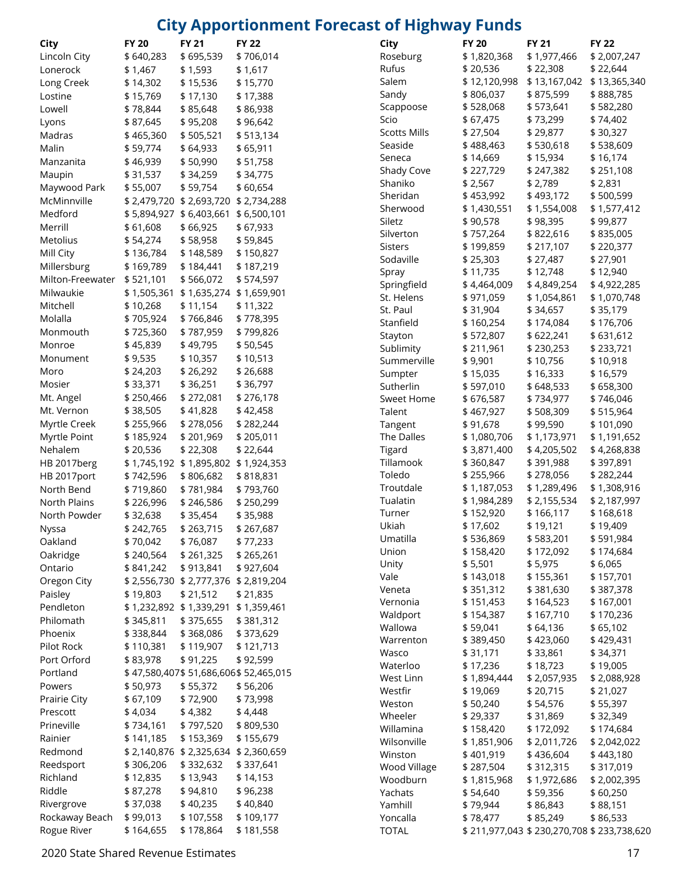# City Apportionment Forecast of Highway Funds

| City | FY 20 | FY 21 | FY 22 |
|---|---|---|---|
| Lincoln City | $ 640,283 | $ 695,539 | $ 706,014 |
| Lonerock | $ 1,467 | $ 1,593 | $ 1,617 |
| Long Creek | $ 14,302 | $ 15,536 | $ 15,770 |
| Lostine | $ 15,769 | $ 17,130 | $ 17,388 |
| Lowell | $ 78,844 | $ 85,648 | $ 86,938 |
| Lyons | $ 87,645 | $ 95,208 | $ 96,642 |
| Madras | $ 465,360 | $ 505,521 | $ 513,134 |
| Malin | $ 59,774 | $ 64,933 | $ 65,911 |
| Manzanita | $ 46,939 | $ 50,990 | $ 51,758 |
| Maupin | $ 31,537 | $ 34,259 | $ 34,775 |
| Maywood Park | $ 55,007 | $ 59,754 | $ 60,654 |
| McMinnville | $ 2,479,720 | $ 2,693,720 | $ 2,734,288 |
| Medford | $ 5,894,927 | $ 6,403,661 | $ 6,500,101 |
| Merrill | $ 61,608 | $ 66,925 | $ 67,933 |
| Metolius | $ 54,274 | $ 58,958 | $ 59,845 |
| Mill City | $ 136,784 | $ 148,589 | $ 150,827 |
| Millersburg | $ 169,789 | $ 184,441 | $ 187,219 |
| Milton-Freewater | $ 521,101 | $ 566,072 | $ 574,597 |
| Milwaukie | $ 1,505,361 | $ 1,635,274 | $ 1,659,901 |
| Mitchell | $ 10,268 | $ 11,154 | $ 11,322 |
| Molalla | $ 705,924 | $ 766,846 | $ 778,395 |
| Monmouth | $ 725,360 | $ 787,959 | $ 799,826 |
| Monroe | $ 45,839 | $ 49,795 | $ 50,545 |
| Monument | $ 9,535 | $ 10,357 | $ 10,513 |
| Moro | $ 24,203 | $ 26,292 | $ 26,688 |
| Mosier | $ 33,371 | $ 36,251 | $ 36,797 |
| Mt. Angel | $ 250,466 | $ 272,081 | $ 276,178 |
| Mt. Vernon | $ 38,505 | $ 41,828 | $ 42,458 |
| Myrtle Creek | $ 255,966 | $ 278,056 | $ 282,244 |
| Myrtle Point | $ 185,924 | $ 201,969 | $ 205,011 |
| Nehalem | $ 20,536 | $ 22,308 | $ 22,644 |
| HB 2017berg | $ 1,745,192 | $ 1,895,802 | $ 1,924,353 |
| HB 2017port | $ 742,596 | $ 806,682 | $ 818,831 |
| North Bend | $ 719,860 | $ 781,984 | $ 793,760 |
| North Plains | $ 226,996 | $ 246,586 | $ 250,299 |
| North Powder | $ 32,638 | $ 35,454 | $ 35,988 |
| Nyssa | $ 242,765 | $ 263,715 | $ 267,687 |
| Oakland | $ 70,042 | $ 76,087 | $ 77,233 |
| Oakridge | $ 240,564 | $ 261,325 | $ 265,261 |
| Ontario | $ 841,242 | $ 913,841 | $ 927,604 |
| Oregon City | $ 2,556,730 | $ 2,777,376 | $ 2,819,204 |
| Paisley | $ 19,803 | $ 21,512 | $ 21,835 |
| Pendleton | $ 1,232,892 | $ 1,339,291 | $ 1,359,461 |
| Philomath | $ 345,811 | $ 375,655 | $ 381,312 |
| Phoenix | $ 338,844 | $ 368,086 | $ 373,629 |
| Pilot Rock | $ 110,381 | $ 119,907 | $ 121,713 |
| Port Orford | $ 83,978 | $ 91,225 | $ 92,599 |
| Portland | $ 47,580,407 | $ 51,686,606 | $ 52,465,015 |
| Powers | $ 50,973 | $ 55,372 | $ 56,206 |
| Prairie City | $ 67,109 | $ 72,900 | $ 73,998 |
| Prescott | $ 4,034 | $ 4,382 | $ 4,448 |
| Prineville | $ 734,161 | $ 797,520 | $ 809,530 |
| Rainier | $ 141,185 | $ 153,369 | $ 155,679 |
| Redmond | $ 2,140,876 | $ 2,325,634 | $ 2,360,659 |
| Reedsport | $ 306,206 | $ 332,632 | $ 337,641 |
| Richland | $ 12,835 | $ 13,943 | $ 14,153 |
| Riddle | $ 87,278 | $ 94,810 | $ 96,238 |
| Rivergrove | $ 37,038 | $ 40,235 | $ 40,840 |
| Rockaway Beach | $ 99,013 | $ 107,558 | $ 109,177 |
| Rogue River | $ 164,655 | $ 178,864 | $ 181,558 |
| Roseburg | $ 1,820,368 | $ 1,977,466 | $ 2,007,247 |
| Rufus | $ 20,536 | $ 22,308 | $ 22,644 |
| Salem | $ 12,120,998 | $ 13,167,042 | $ 13,365,340 |
| Sandy | $ 806,037 | $ 875,599 | $ 888,785 |
| Scappoose | $ 528,068 | $ 573,641 | $ 582,280 |
| Scio | $ 67,475 | $ 73,299 | $ 74,402 |
| Scotts Mills | $ 27,504 | $ 29,877 | $ 30,327 |
| Seaside | $ 488,463 | $ 530,618 | $ 538,609 |
| Seneca | $ 14,669 | $ 15,934 | $ 16,174 |
| Shady Cove | $ 227,729 | $ 247,382 | $ 251,108 |
| Shaniko | $ 2,567 | $ 2,789 | $ 2,831 |
| Sheridan | $ 453,992 | $ 493,172 | $ 500,599 |
| Sherwood | $ 1,430,551 | $ 1,554,008 | $ 1,577,412 |
| Siletz | $ 90,578 | $ 98,395 | $ 99,877 |
| Silverton | $ 757,264 | $ 822,616 | $ 835,005 |
| Sisters | $ 199,859 | $ 217,107 | $ 220,377 |
| Sodaville | $ 25,303 | $ 27,487 | $ 27,901 |
| Spray | $ 11,735 | $ 12,748 | $ 12,940 |
| Springfield | $ 4,464,009 | $ 4,849,254 | $ 4,922,285 |
| St. Helens | $ 971,059 | $ 1,054,861 | $ 1,070,748 |
| St. Paul | $ 31,904 | $ 34,657 | $ 35,179 |
| Stanfield | $ 160,254 | $ 174,084 | $ 176,706 |
| Stayton | $ 572,807 | $ 622,241 | $ 631,612 |
| Sublimity | $ 211,961 | $ 230,253 | $ 233,721 |
| Summerville | $ 9,901 | $ 10,756 | $ 10,918 |
| Sumpter | $ 15,035 | $ 16,333 | $ 16,579 |
| Sutherlin | $ 597,010 | $ 648,533 | $ 658,300 |
| Sweet Home | $ 676,587 | $ 734,977 | $ 746,046 |
| Talent | $ 467,927 | $ 508,309 | $ 515,964 |
| Tangent | $ 91,678 | $ 99,590 | $ 101,090 |
| The Dalles | $ 1,080,706 | $ 1,173,971 | $ 1,191,652 |
| Tigard | $ 3,871,400 | $ 4,205,502 | $ 4,268,838 |
| Tillamook | $ 360,847 | $ 391,988 | $ 397,891 |
| Toledo | $ 255,966 | $ 278,056 | $ 282,244 |
| Troutdale | $ 1,187,053 | $ 1,289,496 | $ 1,308,916 |
| Tualatin | $ 1,984,289 | $ 2,155,534 | $ 2,187,997 |
| Turner | $ 152,920 | $ 166,117 | $ 168,618 |
| Ukiah | $ 17,602 | $ 19,121 | $ 19,409 |
| Umatilla | $ 536,869 | $ 583,201 | $ 591,984 |
| Union | $ 158,420 | $ 172,092 | $ 174,684 |
| Unity | $ 5,501 | $ 5,975 | $ 6,065 |
| Vale | $ 143,018 | $ 155,361 | $ 157,701 |
| Veneta | $ 351,312 | $ 381,630 | $ 387,378 |
| Vernonia | $ 151,453 | $ 164,523 | $ 167,001 |
| Waldport | $ 154,387 | $ 167,710 | $ 170,236 |
| Wallowa | $ 59,041 | $ 64,136 | $ 65,102 |
| Warrenton | $ 389,450 | $ 423,060 | $ 429,431 |
| Wasco | $ 31,171 | $ 33,861 | $ 34,371 |
| Waterloo | $ 17,236 | $ 18,723 | $ 19,005 |
| West Linn | $ 1,894,444 | $ 2,057,935 | $ 2,088,928 |
| Westfir | $ 19,069 | $ 20,715 | $ 21,027 |
| Weston | $ 50,240 | $ 54,576 | $ 55,397 |
| Wheeler | $ 29,337 | $ 31,869 | $ 32,349 |
| Willamina | $ 158,420 | $ 172,092 | $ 174,684 |
| Wilsonville | $ 1,851,906 | $ 2,011,726 | $ 2,042,022 |
| Winston | $ 401,919 | $ 436,604 | $ 443,180 |
| Wood Village | $ 287,504 | $ 312,315 | $ 317,019 |
| Woodburn | $ 1,815,968 | $ 1,972,686 | $ 2,002,395 |
| Yachats | $ 54,640 | $ 59,356 | $ 60,250 |
| Yamhill | $ 79,944 | $ 86,843 | $ 88,151 |
| Yoncalla | $ 78,477 | $ 85,249 | $ 86,533 |
| TOTAL | $ 211,977,043 | $ 230,270,708 | $ 233,738,620 |

2020 State Shared Revenue Estimates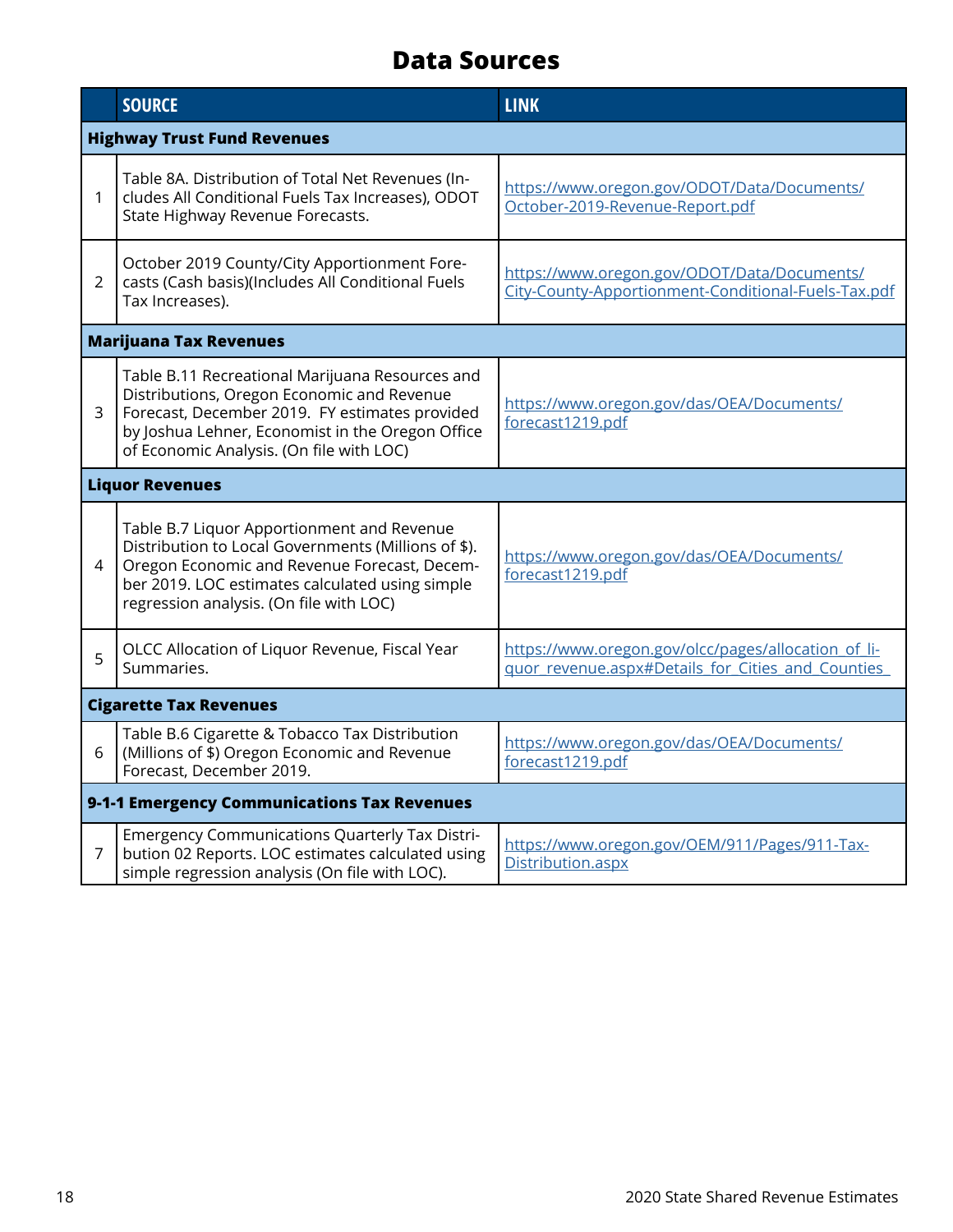# Data Sources

| | SOURCE | LINK |
|---|---|---|
| **Highway Trust Fund Revenues** | | |
| 1 | Table 8A. Distribution of Total Net Revenues (Includes All Conditional Fuels Tax Increases), ODOT State Highway Revenue Forecasts. | https://www.oregon.gov/ODOT/Data/Documents/October-2019-Revenue-Report.pdf |
| 2 | October 2019 County/City Apportionment Forecasts (Cash basis)(Includes All Conditional Fuels Tax Increases). | https://www.oregon.gov/ODOT/Data/Documents/City-County-Apportionment-Conditional-Fuels-Tax.pdf |
| **Marijuana Tax Revenues** | | |
| 3 | Table B.11 Recreational Marijuana Resources and Distributions, Oregon Economic and Revenue Forecast, December 2019. FY estimates provided by Joshua Lehner, Economist in the Oregon Office of Economic Analysis. (On file with LOC) | https://www.oregon.gov/das/OEA/Documents/forecast1219.pdf |
| **Liquor Revenues** | | |
| 4 | Table B.7 Liquor Apportionment and Revenue Distribution to Local Governments (Millions of $). Oregon Economic and Revenue Forecast, December 2019. LOC estimates calculated using simple regression analysis. (On file with LOC) | https://www.oregon.gov/das/OEA/Documents/forecast1219.pdf |
| 5 | OLCC Allocation of Liquor Revenue, Fiscal Year Summaries. | https://www.oregon.gov/olcc/pages/allocation_of_liquor_revenue.aspx#Details_for_Cities_and_Counties_ |
| **Cigarette Tax Revenues** | | |
| 6 | Table B.6 Cigarette & Tobacco Tax Distribution (Millions of $) Oregon Economic and Revenue Forecast, December 2019. | https://www.oregon.gov/das/OEA/Documents/forecast1219.pdf |
| **9-1-1 Emergency Communications Tax Revenues** | | |
| 7 | Emergency Communications Quarterly Tax Distribution 02 Reports. LOC estimates calculated using simple regression analysis (On file with LOC). | https://www.oregon.gov/OEM/911/Pages/911-Tax-Distribution.aspx |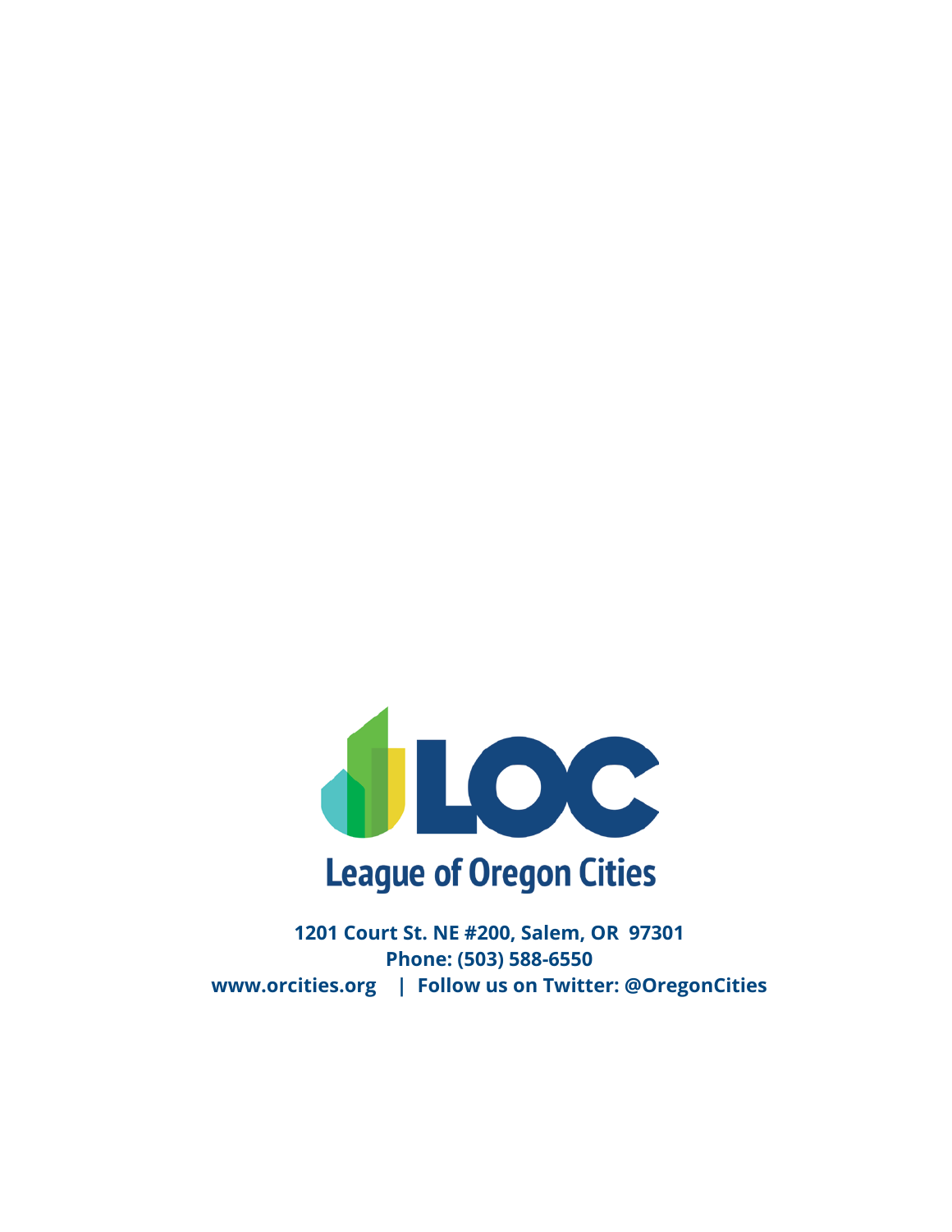LOC

League of Oregon Cities

**1201 Court St. NE #200, Salem, OR 97301**
**Phone: (503) 588-6550**
**www.orcities.org | Follow us on Twitter: @OregonCities**